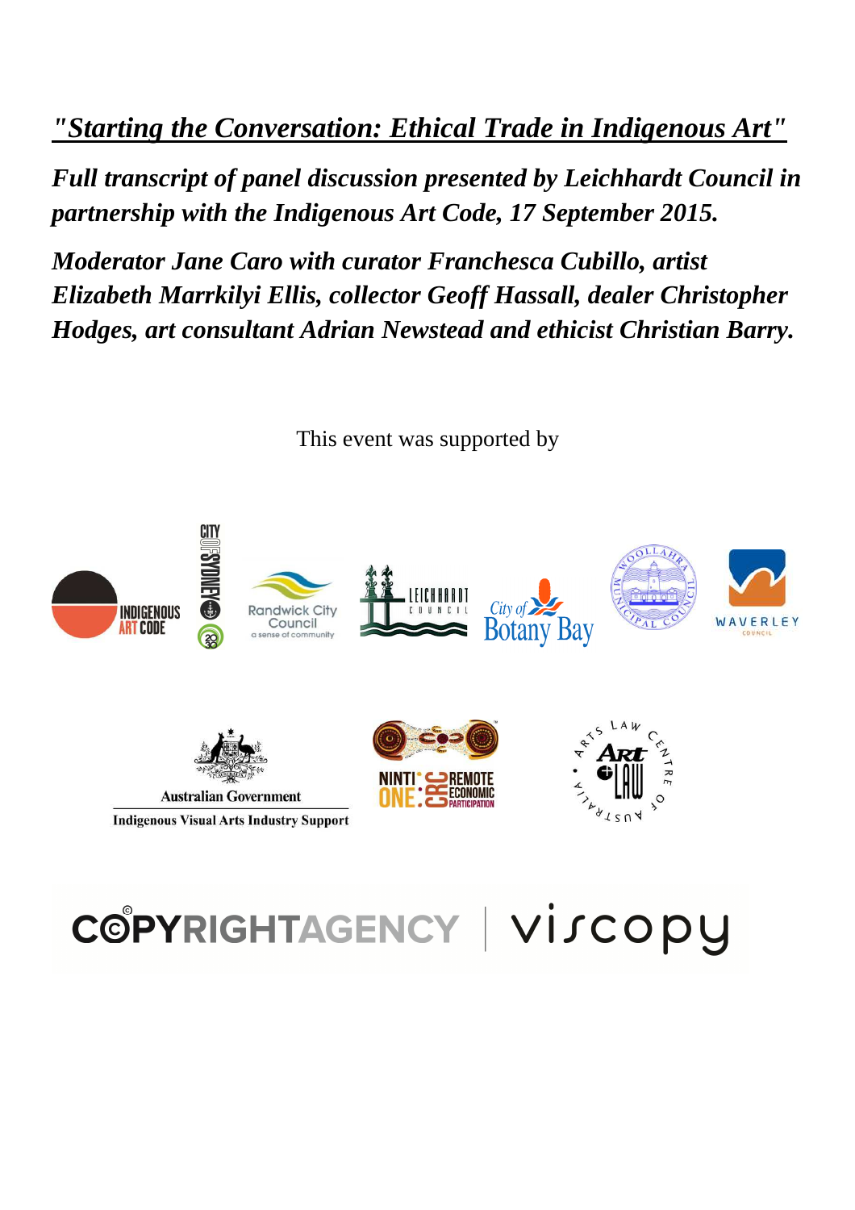# *"Starting the Conversation: Ethical Trade in Indigenous Art"*

***Full transcript of panel discussion presented by Leichhardt Council in partnership with the Indigenous Art Code, 17 September 2015.***

***Moderator Jane Caro with curator Franchesca Cubillo, artist Elizabeth Marrkilyi Ellis, collector Geoff Hassall, dealer Christopher Hodges, art consultant Adrian Newstead and ethicist Christian Barry.***

This event was supported by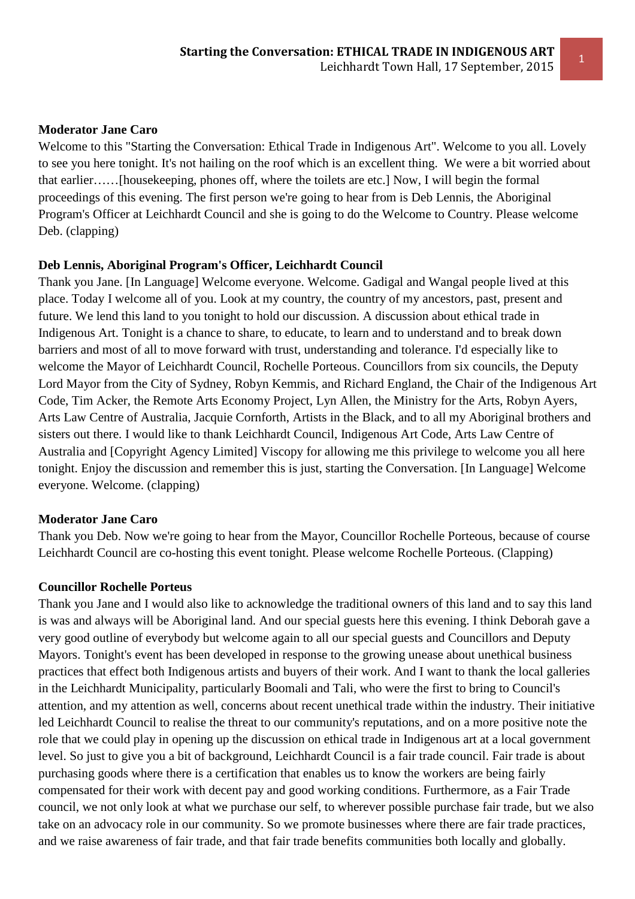**Moderator Jane Caro**

Welcome to this "Starting the Conversation: Ethical Trade in Indigenous Art". Welcome to you all. Lovely to see you here tonight. It's not hailing on the roof which is an excellent thing. We were a bit worried about that earlier……[housekeeping, phones off, where the toilets are etc.] Now, I will begin the formal proceedings of this evening. The first person we're going to hear from is Deb Lennis, the Aboriginal Program's Officer at Leichhardt Council and she is going to do the Welcome to Country. Please welcome Deb. (clapping)

**Deb Lennis, Aboriginal Program's Officer, Leichhardt Council**

Thank you Jane. [In Language] Welcome everyone. Welcome. Gadigal and Wangal people lived at this place. Today I welcome all of you. Look at my country, the country of my ancestors, past, present and future. We lend this land to you tonight to hold our discussion. A discussion about ethical trade in Indigenous Art. Tonight is a chance to share, to educate, to learn and to understand and to break down barriers and most of all to move forward with trust, understanding and tolerance. I'd especially like to welcome the Mayor of Leichhardt Council, Rochelle Porteous. Councillors from six councils, the Deputy Lord Mayor from the City of Sydney, Robyn Kemmis, and Richard England, the Chair of the Indigenous Art Code, Tim Acker, the Remote Arts Economy Project, Lyn Allen, the Ministry for the Arts, Robyn Ayers, Arts Law Centre of Australia, Jacquie Cornforth, Artists in the Black, and to all my Aboriginal brothers and sisters out there. I would like to thank Leichhardt Council, Indigenous Art Code, Arts Law Centre of Australia and [Copyright Agency Limited] Viscopy for allowing me this privilege to welcome you all here tonight. Enjoy the discussion and remember this is just, starting the Conversation. [In Language] Welcome everyone. Welcome. (clapping)

**Moderator Jane Caro**

Thank you Deb. Now we're going to hear from the Mayor, Councillor Rochelle Porteous, because of course Leichhardt Council are co-hosting this event tonight. Please welcome Rochelle Porteous. (Clapping)

**Councillor Rochelle Porteus**

Thank you Jane and I would also like to acknowledge the traditional owners of this land and to say this land is was and always will be Aboriginal land. And our special guests here this evening. I think Deborah gave a very good outline of everybody but welcome again to all our special guests and Councillors and Deputy Mayors. Tonight's event has been developed in response to the growing unease about unethical business practices that effect both Indigenous artists and buyers of their work. And I want to thank the local galleries in the Leichhardt Municipality, particularly Boomali and Tali, who were the first to bring to Council's attention, and my attention as well, concerns about recent unethical trade within the industry. Their initiative led Leichhardt Council to realise the threat to our community's reputations, and on a more positive note the role that we could play in opening up the discussion on ethical trade in Indigenous art at a local government level. So just to give you a bit of background, Leichhardt Council is a fair trade council. Fair trade is about purchasing goods where there is a certification that enables us to know the workers are being fairly compensated for their work with decent pay and good working conditions. Furthermore, as a Fair Trade council, we not only look at what we purchase our self, to wherever possible purchase fair trade, but we also take on an advocacy role in our community. So we promote businesses where there are fair trade practices, and we raise awareness of fair trade, and that fair trade benefits communities both locally and globally.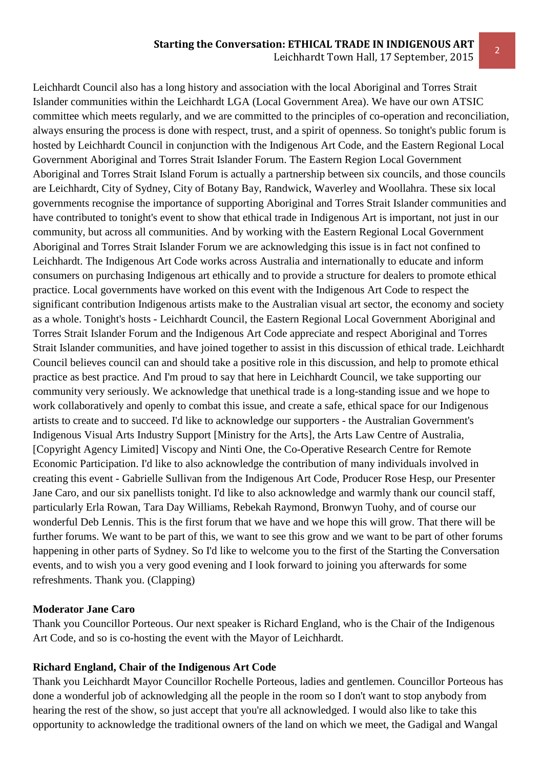Leichhardt Council also has a long history and association with the local Aboriginal and Torres Strait Islander communities within the Leichhardt LGA (Local Government Area). We have our own ATSIC committee which meets regularly, and we are committed to the principles of co-operation and reconciliation, always ensuring the process is done with respect, trust, and a spirit of openness. So tonight's public forum is hosted by Leichhardt Council in conjunction with the Indigenous Art Code, and the Eastern Regional Local Government Aboriginal and Torres Strait Islander Forum. The Eastern Region Local Government Aboriginal and Torres Strait Island Forum is actually a partnership between six councils, and those councils are Leichhardt, City of Sydney, City of Botany Bay, Randwick, Waverley and Woollahra. These six local governments recognise the importance of supporting Aboriginal and Torres Strait Islander communities and have contributed to tonight's event to show that ethical trade in Indigenous Art is important, not just in our community, but across all communities. And by working with the Eastern Regional Local Government Aboriginal and Torres Strait Islander Forum we are acknowledging this issue is in fact not confined to Leichhardt. The Indigenous Art Code works across Australia and internationally to educate and inform consumers on purchasing Indigenous art ethically and to provide a structure for dealers to promote ethical practice. Local governments have worked on this event with the Indigenous Art Code to respect the significant contribution Indigenous artists make to the Australian visual art sector, the economy and society as a whole. Tonight's hosts - Leichhardt Council, the Eastern Regional Local Government Aboriginal and Torres Strait Islander Forum and the Indigenous Art Code appreciate and respect Aboriginal and Torres Strait Islander communities, and have joined together to assist in this discussion of ethical trade. Leichhardt Council believes council can and should take a positive role in this discussion, and help to promote ethical practice as best practice. And I'm proud to say that here in Leichhardt Council, we take supporting our community very seriously. We acknowledge that unethical trade is a long-standing issue and we hope to work collaboratively and openly to combat this issue, and create a safe, ethical space for our Indigenous artists to create and to succeed. I'd like to acknowledge our supporters - the Australian Government's Indigenous Visual Arts Industry Support [Ministry for the Arts], the Arts Law Centre of Australia, [Copyright Agency Limited] Viscopy and Ninti One, the Co-Operative Research Centre for Remote Economic Participation. I'd like to also acknowledge the contribution of many individuals involved in creating this event - Gabrielle Sullivan from the Indigenous Art Code, Producer Rose Hesp, our Presenter Jane Caro, and our six panellists tonight. I'd like to also acknowledge and warmly thank our council staff, particularly Erla Rowan, Tara Day Williams, Rebekah Raymond, Bronwyn Tuohy, and of course our wonderful Deb Lennis. This is the first forum that we have and we hope this will grow. That there will be further forums. We want to be part of this, we want to see this grow and we want to be part of other forums happening in other parts of Sydney. So I'd like to welcome you to the first of the Starting the Conversation events, and to wish you a very good evening and I look forward to joining you afterwards for some refreshments. Thank you. (Clapping)

**Moderator Jane Caro**

Thank you Councillor Porteous. Our next speaker is Richard England, who is the Chair of the Indigenous Art Code, and so is co-hosting the event with the Mayor of Leichhardt.

**Richard England, Chair of the Indigenous Art Code**

Thank you Leichhardt Mayor Councillor Rochelle Porteous, ladies and gentlemen. Councillor Porteous has done a wonderful job of acknowledging all the people in the room so I don't want to stop anybody from hearing the rest of the show, so just accept that you're all acknowledged. I would also like to take this opportunity to acknowledge the traditional owners of the land on which we meet, the Gadigal and Wangal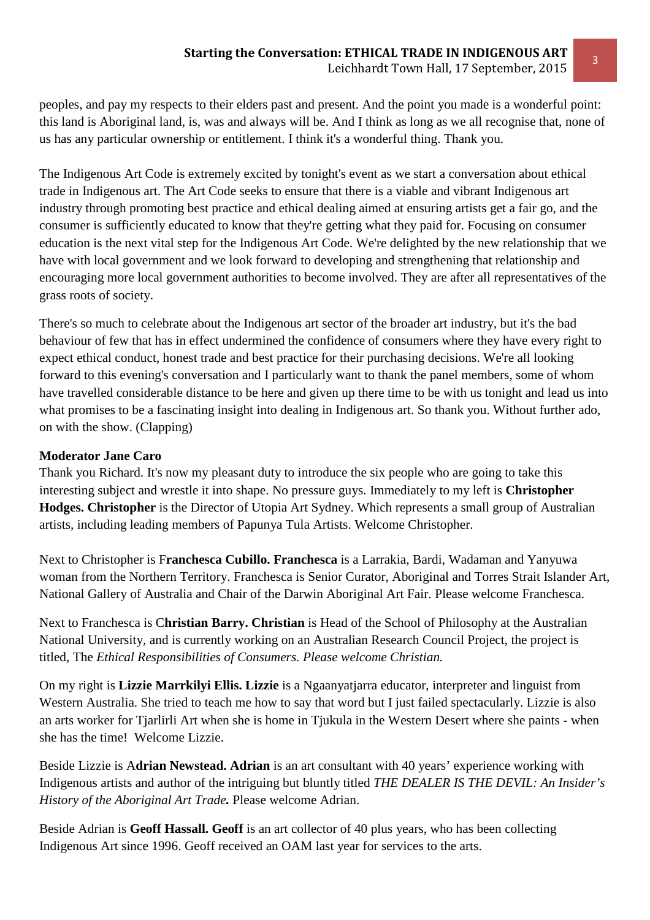peoples, and pay my respects to their elders past and present. And the point you made is a wonderful point: this land is Aboriginal land, is, was and always will be. And I think as long as we all recognise that, none of us has any particular ownership or entitlement. I think it's a wonderful thing. Thank you.

The Indigenous Art Code is extremely excited by tonight's event as we start a conversation about ethical trade in Indigenous art. The Art Code seeks to ensure that there is a viable and vibrant Indigenous art industry through promoting best practice and ethical dealing aimed at ensuring artists get a fair go, and the consumer is sufficiently educated to know that they're getting what they paid for. Focusing on consumer education is the next vital step for the Indigenous Art Code. We're delighted by the new relationship that we have with local government and we look forward to developing and strengthening that relationship and encouraging more local government authorities to become involved. They are after all representatives of the grass roots of society.

There's so much to celebrate about the Indigenous art sector of the broader art industry, but it's the bad behaviour of few that has in effect undermined the confidence of consumers where they have every right to expect ethical conduct, honest trade and best practice for their purchasing decisions. We're all looking forward to this evening's conversation and I particularly want to thank the panel members, some of whom have travelled considerable distance to be here and given up there time to be with us tonight and lead us into what promises to be a fascinating insight into dealing in Indigenous art. So thank you. Without further ado, on with the show. (Clapping)

**Moderator Jane Caro**

Thank you Richard. It's now my pleasant duty to introduce the six people who are going to take this interesting subject and wrestle it into shape. No pressure guys. Immediately to my left is **Christopher Hodges. Christopher** is the Director of Utopia Art Sydney. Which represents a small group of Australian artists, including leading members of Papunya Tula Artists. Welcome Christopher.

Next to Christopher is F**ranchesca Cubillo. Franchesca** is a Larrakia, Bardi, Wadaman and Yanyuwa woman from the Northern Territory. Franchesca is Senior Curator, Aboriginal and Torres Strait Islander Art, National Gallery of Australia and Chair of the Darwin Aboriginal Art Fair. Please welcome Franchesca.

Next to Franchesca is C**hristian Barry. Christian** is Head of the School of Philosophy at the Australian National University, and is currently working on an Australian Research Council Project, the project is titled, The *Ethical Responsibilities of Consumers. Please welcome Christian.*

On my right is **Lizzie Marrkilyi Ellis. Lizzie** is a Ngaanyatjarra educator, interpreter and linguist from Western Australia. She tried to teach me how to say that word but I just failed spectacularly. Lizzie is also an arts worker for Tjarlirli Art when she is home in Tjukula in the Western Desert where she paints - when she has the time! Welcome Lizzie.

Beside Lizzie is A**drian Newstead. Adrian** is an art consultant with 40 years' experience working with Indigenous artists and author of the intriguing but bluntly titled *THE DEALER IS THE DEVIL: An Insider's History of the Aboriginal Art Trade.* Please welcome Adrian.

Beside Adrian is **Geoff Hassall. Geoff** is an art collector of 40 plus years, who has been collecting Indigenous Art since 1996. Geoff received an OAM last year for services to the arts.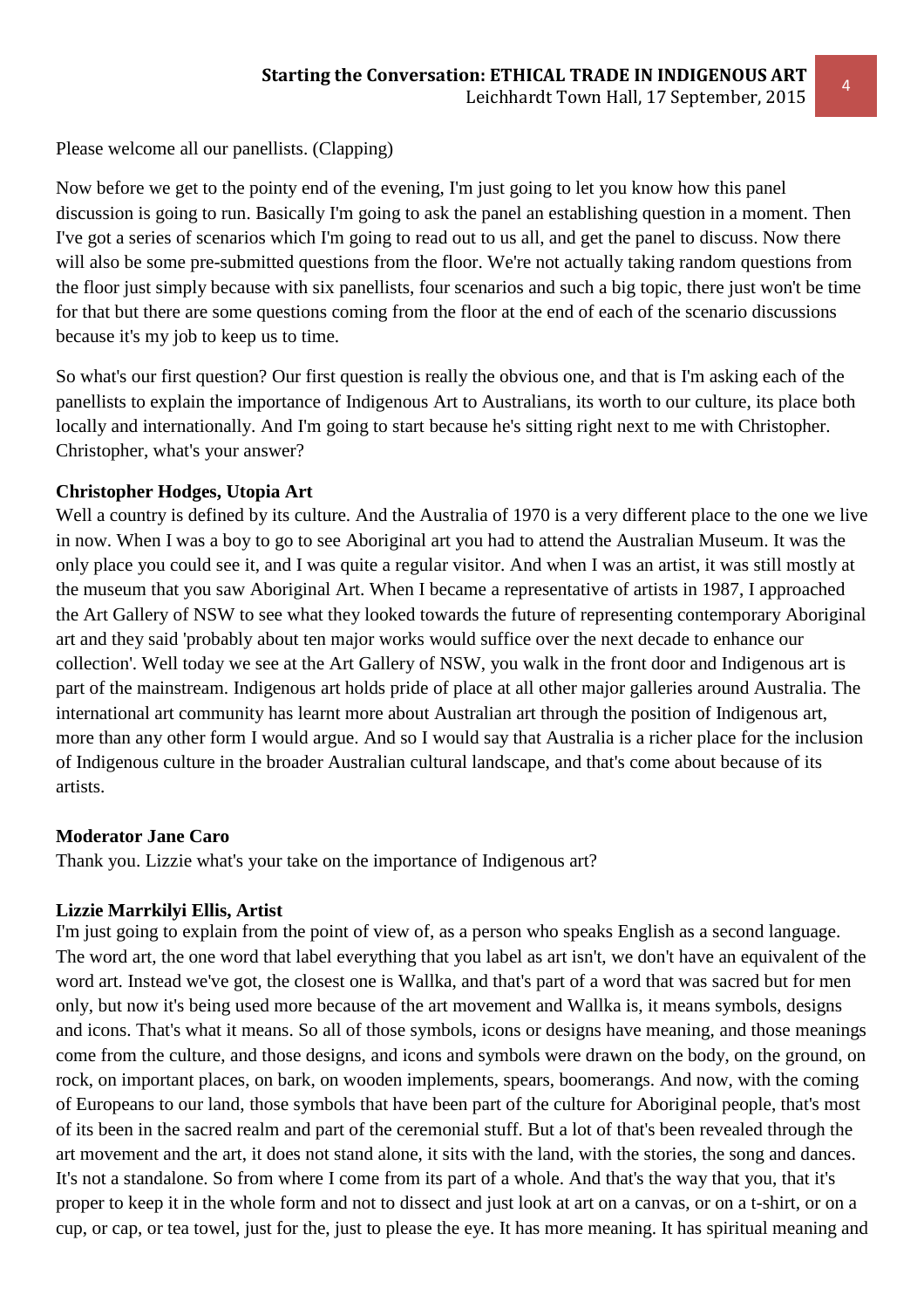Please welcome all our panellists. (Clapping)

Now before we get to the pointy end of the evening, I'm just going to let you know how this panel discussion is going to run. Basically I'm going to ask the panel an establishing question in a moment. Then I've got a series of scenarios which I'm going to read out to us all, and get the panel to discuss. Now there will also be some pre-submitted questions from the floor. We're not actually taking random questions from the floor just simply because with six panellists, four scenarios and such a big topic, there just won't be time for that but there are some questions coming from the floor at the end of each of the scenario discussions because it's my job to keep us to time.

So what's our first question? Our first question is really the obvious one, and that is I'm asking each of the panellists to explain the importance of Indigenous Art to Australians, its worth to our culture, its place both locally and internationally. And I'm going to start because he's sitting right next to me with Christopher. Christopher, what's your answer?

**Christopher Hodges, Utopia Art**

Well a country is defined by its culture. And the Australia of 1970 is a very different place to the one we live in now. When I was a boy to go to see Aboriginal art you had to attend the Australian Museum. It was the only place you could see it, and I was quite a regular visitor. And when I was an artist, it was still mostly at the museum that you saw Aboriginal Art. When I became a representative of artists in 1987, I approached the Art Gallery of NSW to see what they looked towards the future of representing contemporary Aboriginal art and they said 'probably about ten major works would suffice over the next decade to enhance our collection'. Well today we see at the Art Gallery of NSW, you walk in the front door and Indigenous art is part of the mainstream. Indigenous art holds pride of place at all other major galleries around Australia. The international art community has learnt more about Australian art through the position of Indigenous art, more than any other form I would argue. And so I would say that Australia is a richer place for the inclusion of Indigenous culture in the broader Australian cultural landscape, and that's come about because of its artists.

**Moderator Jane Caro**

Thank you. Lizzie what's your take on the importance of Indigenous art?

**Lizzie Marrkilyi Ellis, Artist**

I'm just going to explain from the point of view of, as a person who speaks English as a second language. The word art, the one word that label everything that you label as art isn't, we don't have an equivalent of the word art. Instead we've got, the closest one is Wallka, and that's part of a word that was sacred but for men only, but now it's being used more because of the art movement and Wallka is, it means symbols, designs and icons. That's what it means. So all of those symbols, icons or designs have meaning, and those meanings come from the culture, and those designs, and icons and symbols were drawn on the body, on the ground, on rock, on important places, on bark, on wooden implements, spears, boomerangs. And now, with the coming of Europeans to our land, those symbols that have been part of the culture for Aboriginal people, that's most of its been in the sacred realm and part of the ceremonial stuff. But a lot of that's been revealed through the art movement and the art, it does not stand alone, it sits with the land, with the stories, the song and dances. It's not a standalone. So from where I come from its part of a whole. And that's the way that you, that it's proper to keep it in the whole form and not to dissect and just look at art on a canvas, or on a t-shirt, or on a cup, or cap, or tea towel, just for the, just to please the eye. It has more meaning. It has spiritual meaning and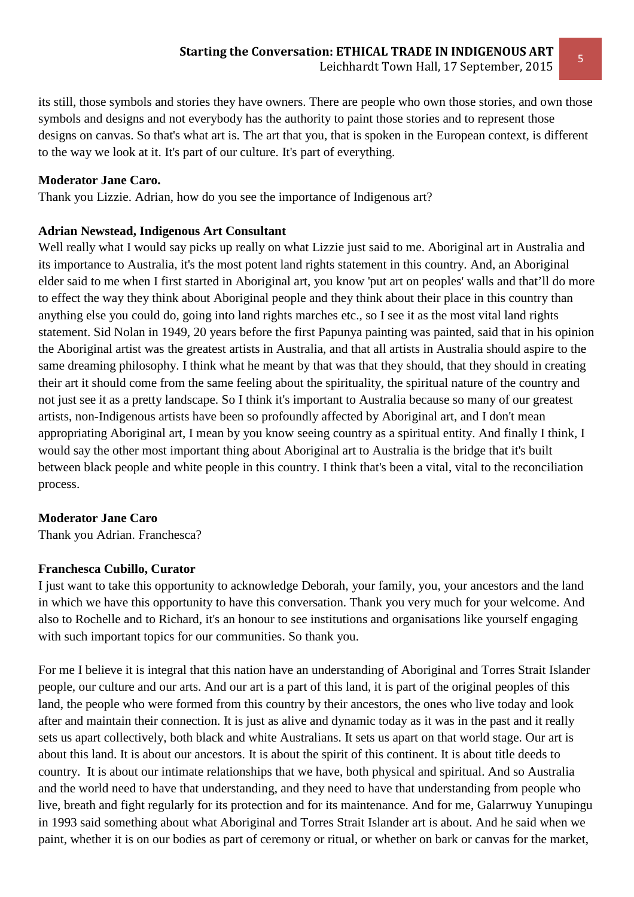its still, those symbols and stories they have owners. There are people who own those stories, and own those symbols and designs and not everybody has the authority to paint those stories and to represent those designs on canvas. So that's what art is. The art that you, that is spoken in the European context, is different to the way we look at it. It's part of our culture. It's part of everything.

**Moderator Jane Caro.**
Thank you Lizzie. Adrian, how do you see the importance of Indigenous art?

**Adrian Newstead, Indigenous Art Consultant**
Well really what I would say picks up really on what Lizzie just said to me. Aboriginal art in Australia and its importance to Australia, it's the most potent land rights statement in this country. And, an Aboriginal elder said to me when I first started in Aboriginal art, you know 'put art on peoples' walls and that'll do more to effect the way they think about Aboriginal people and they think about their place in this country than anything else you could do, going into land rights marches etc., so I see it as the most vital land rights statement. Sid Nolan in 1949, 20 years before the first Papunya painting was painted, said that in his opinion the Aboriginal artist was the greatest artists in Australia, and that all artists in Australia should aspire to the same dreaming philosophy. I think what he meant by that was that they should, that they should in creating their art it should come from the same feeling about the spirituality, the spiritual nature of the country and not just see it as a pretty landscape. So I think it's important to Australia because so many of our greatest artists, non-Indigenous artists have been so profoundly affected by Aboriginal art, and I don't mean appropriating Aboriginal art, I mean by you know seeing country as a spiritual entity. And finally I think, I would say the other most important thing about Aboriginal art to Australia is the bridge that it's built between black people and white people in this country. I think that's been a vital, vital to the reconciliation process.

**Moderator Jane Caro**
Thank you Adrian. Franchesca?

**Franchesca Cubillo, Curator**
I just want to take this opportunity to acknowledge Deborah, your family, you, your ancestors and the land in which we have this opportunity to have this conversation. Thank you very much for your welcome. And also to Rochelle and to Richard, it's an honour to see institutions and organisations like yourself engaging with such important topics for our communities. So thank you.

For me I believe it is integral that this nation have an understanding of Aboriginal and Torres Strait Islander people, our culture and our arts. And our art is a part of this land, it is part of the original peoples of this land, the people who were formed from this country by their ancestors, the ones who live today and look after and maintain their connection. It is just as alive and dynamic today as it was in the past and it really sets us apart collectively, both black and white Australians. It sets us apart on that world stage. Our art is about this land. It is about our ancestors. It is about the spirit of this continent. It is about title deeds to country. It is about our intimate relationships that we have, both physical and spiritual. And so Australia and the world need to have that understanding, and they need to have that understanding from people who live, breath and fight regularly for its protection and for its maintenance. And for me, Galarrwuy Yunupingu in 1993 said something about what Aboriginal and Torres Strait Islander art is about. And he said when we paint, whether it is on our bodies as part of ceremony or ritual, or whether on bark or canvas for the market,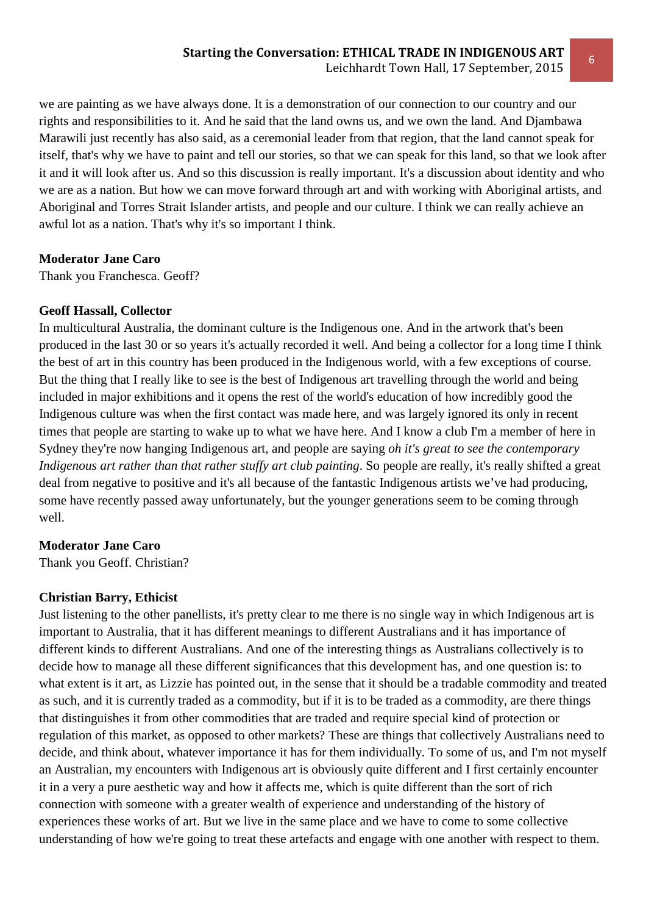we are painting as we have always done. It is a demonstration of our connection to our country and our rights and responsibilities to it. And he said that the land owns us, and we own the land. And Djambawa Marawili just recently has also said, as a ceremonial leader from that region, that the land cannot speak for itself, that's why we have to paint and tell our stories, so that we can speak for this land, so that we look after it and it will look after us. And so this discussion is really important. It's a discussion about identity and who we are as a nation. But how we can move forward through art and with working with Aboriginal artists, and Aboriginal and Torres Strait Islander artists, and people and our culture. I think we can really achieve an awful lot as a nation. That's why it's so important I think.

**Moderator Jane Caro**

Thank you Franchesca. Geoff?

**Geoff Hassall, Collector**

In multicultural Australia, the dominant culture is the Indigenous one. And in the artwork that's been produced in the last 30 or so years it's actually recorded it well. And being a collector for a long time I think the best of art in this country has been produced in the Indigenous world, with a few exceptions of course. But the thing that I really like to see is the best of Indigenous art travelling through the world and being included in major exhibitions and it opens the rest of the world's education of how incredibly good the Indigenous culture was when the first contact was made here, and was largely ignored its only in recent times that people are starting to wake up to what we have here. And I know a club I'm a member of here in Sydney they're now hanging Indigenous art, and people are saying *oh it's great to see the contemporary Indigenous art rather than that rather stuffy art club painting*. So people are really, it's really shifted a great deal from negative to positive and it's all because of the fantastic Indigenous artists we've had producing, some have recently passed away unfortunately, but the younger generations seem to be coming through well.

**Moderator Jane Caro**

Thank you Geoff. Christian?

**Christian Barry, Ethicist**

Just listening to the other panellists, it's pretty clear to me there is no single way in which Indigenous art is important to Australia, that it has different meanings to different Australians and it has importance of different kinds to different Australians. And one of the interesting things as Australians collectively is to decide how to manage all these different significances that this development has, and one question is: to what extent is it art, as Lizzie has pointed out, in the sense that it should be a tradable commodity and treated as such, and it is currently traded as a commodity, but if it is to be traded as a commodity, are there things that distinguishes it from other commodities that are traded and require special kind of protection or regulation of this market, as opposed to other markets? These are things that collectively Australians need to decide, and think about, whatever importance it has for them individually. To some of us, and I'm not myself an Australian, my encounters with Indigenous art is obviously quite different and I first certainly encounter it in a very a pure aesthetic way and how it affects me, which is quite different than the sort of rich connection with someone with a greater wealth of experience and understanding of the history of experiences these works of art. But we live in the same place and we have to come to some collective understanding of how we're going to treat these artefacts and engage with one another with respect to them.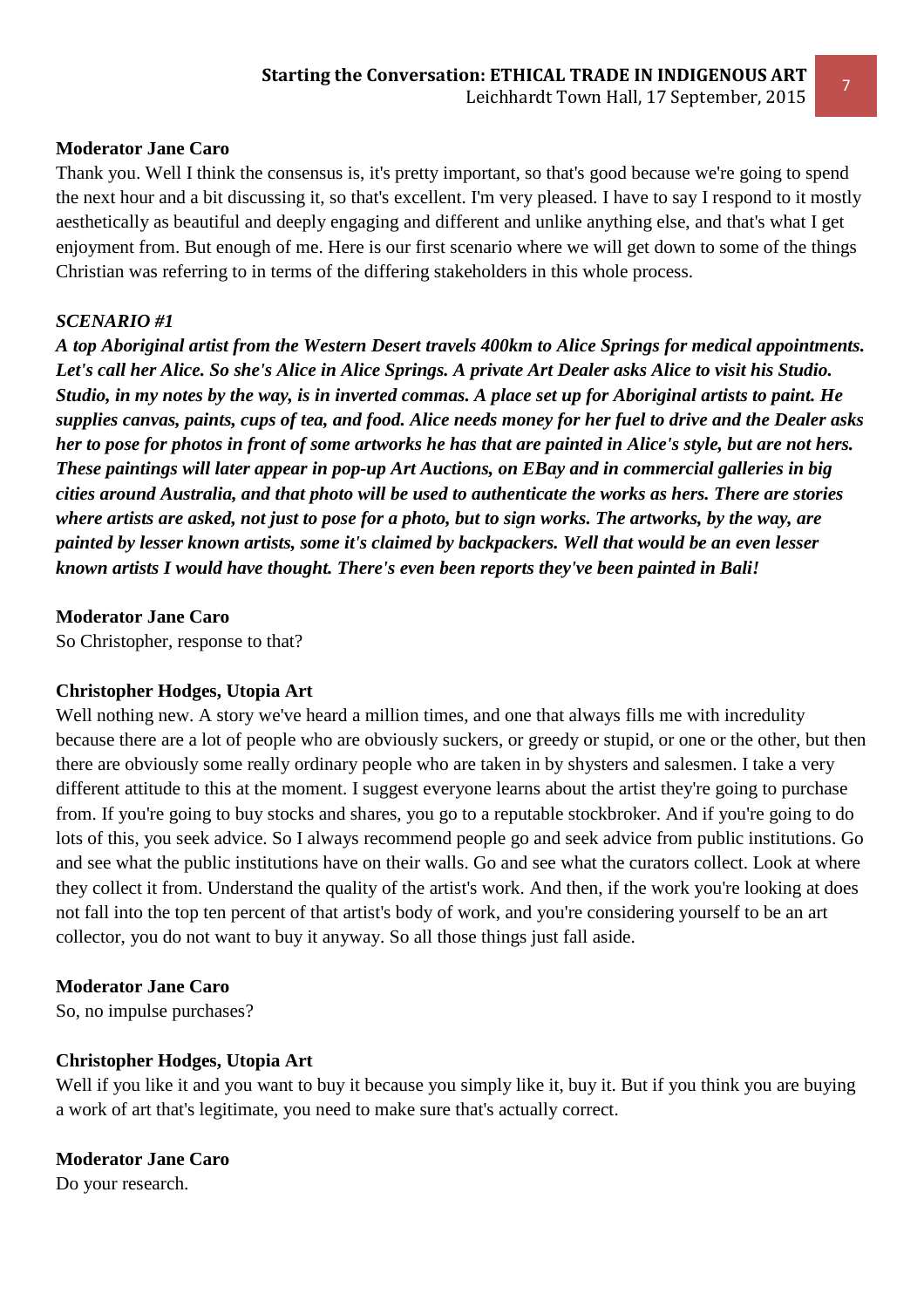**Moderator Jane Caro**

Thank you. Well I think the consensus is, it's pretty important, so that's good because we're going to spend the next hour and a bit discussing it, so that's excellent. I'm very pleased. I have to say I respond to it mostly aesthetically as beautiful and deeply engaging and different and unlike anything else, and that's what I get enjoyment from. But enough of me. Here is our first scenario where we will get down to some of the things Christian was referring to in terms of the differing stakeholders in this whole process.

***SCENARIO #1***

***A top Aboriginal artist from the Western Desert travels 400km to Alice Springs for medical appointments. Let's call her Alice. So she's Alice in Alice Springs. A private Art Dealer asks Alice to visit his Studio. Studio, in my notes by the way, is in inverted commas. A place set up for Aboriginal artists to paint. He supplies canvas, paints, cups of tea, and food. Alice needs money for her fuel to drive and the Dealer asks her to pose for photos in front of some artworks he has that are painted in Alice's style, but are not hers. These paintings will later appear in pop-up Art Auctions, on EBay and in commercial galleries in big cities around Australia, and that photo will be used to authenticate the works as hers. There are stories where artists are asked, not just to pose for a photo, but to sign works. The artworks, by the way, are painted by lesser known artists, some it's claimed by backpackers. Well that would be an even lesser known artists I would have thought. There's even been reports they've been painted in Bali!***

**Moderator Jane Caro**

So Christopher, response to that?

**Christopher Hodges, Utopia Art**

Well nothing new. A story we've heard a million times, and one that always fills me with incredulity because there are a lot of people who are obviously suckers, or greedy or stupid, or one or the other, but then there are obviously some really ordinary people who are taken in by shysters and salesmen. I take a very different attitude to this at the moment. I suggest everyone learns about the artist they're going to purchase from. If you're going to buy stocks and shares, you go to a reputable stockbroker. And if you're going to do lots of this, you seek advice. So I always recommend people go and seek advice from public institutions. Go and see what the public institutions have on their walls. Go and see what the curators collect. Look at where they collect it from. Understand the quality of the artist's work. And then, if the work you're looking at does not fall into the top ten percent of that artist's body of work, and you're considering yourself to be an art collector, you do not want to buy it anyway. So all those things just fall aside.

**Moderator Jane Caro**

So, no impulse purchases?

**Christopher Hodges, Utopia Art**

Well if you like it and you want to buy it because you simply like it, buy it. But if you think you are buying a work of art that's legitimate, you need to make sure that's actually correct.

**Moderator Jane Caro**

Do your research.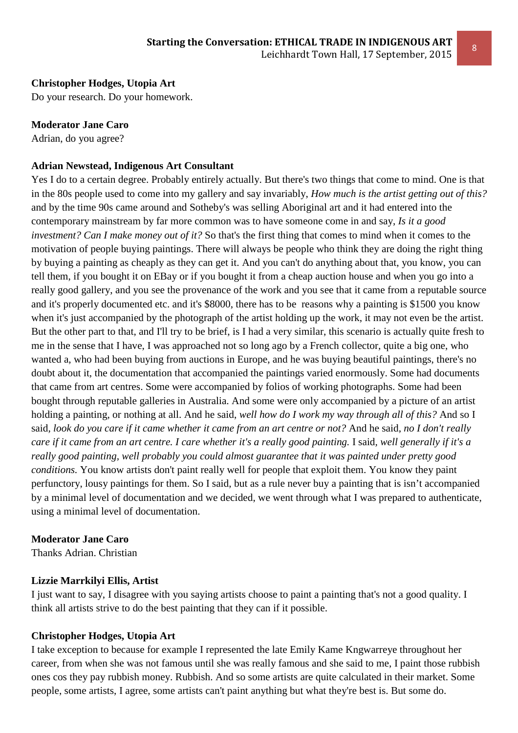**Christopher Hodges, Utopia Art**
Do your research. Do your homework.

**Moderator Jane Caro**
Adrian, do you agree?

**Adrian Newstead, Indigenous Art Consultant**
Yes I do to a certain degree. Probably entirely actually. But there's two things that come to mind. One is that in the 80s people used to come into my gallery and say invariably, *How much is the artist getting out of this?* and by the time 90s came around and Sotheby's was selling Aboriginal art and it had entered into the contemporary mainstream by far more common was to have someone come in and say, *Is it a good investment? Can I make money out of it?* So that's the first thing that comes to mind when it comes to the motivation of people buying paintings. There will always be people who think they are doing the right thing by buying a painting as cheaply as they can get it. And you can't do anything about that, you know, you can tell them, if you bought it on EBay or if you bought it from a cheap auction house and when you go into a really good gallery, and you see the provenance of the work and you see that it came from a reputable source and it's properly documented etc. and it's $8000, there has to be reasons why a painting is $1500 you know when it's just accompanied by the photograph of the artist holding up the work, it may not even be the artist. But the other part to that, and I'll try to be brief, is I had a very similar, this scenario is actually quite fresh to me in the sense that I have, I was approached not so long ago by a French collector, quite a big one, who wanted a, who had been buying from auctions in Europe, and he was buying beautiful paintings, there's no doubt about it, the documentation that accompanied the paintings varied enormously. Some had documents that came from art centres. Some were accompanied by folios of working photographs. Some had been bought through reputable galleries in Australia. And some were only accompanied by a picture of an artist holding a painting, or nothing at all. And he said, *well how do I work my way through all of this?* And so I said, *look do you care if it came whether it came from an art centre or not?* And he said, *no I don't really care if it came from an art centre. I care whether it's a really good painting.* I said, *well generally if it's a really good painting, well probably you could almost guarantee that it was painted under pretty good conditions.* You know artists don't paint really well for people that exploit them. You know they paint perfunctory, lousy paintings for them. So I said, but as a rule never buy a painting that is isn't accompanied by a minimal level of documentation and we decided, we went through what I was prepared to authenticate, using a minimal level of documentation.

**Moderator Jane Caro**
Thanks Adrian. Christian

**Lizzie Marrkilyi Ellis, Artist**
I just want to say, I disagree with you saying artists choose to paint a painting that's not a good quality. I think all artists strive to do the best painting that they can if it possible.

**Christopher Hodges, Utopia Art**
I take exception to because for example I represented the late Emily Kame Kngwarreye throughout her career, from when she was not famous until she was really famous and she said to me, I paint those rubbish ones cos they pay rubbish money. Rubbish. And so some artists are quite calculated in their market. Some people, some artists, I agree, some artists can't paint anything but what they're best is. But some do.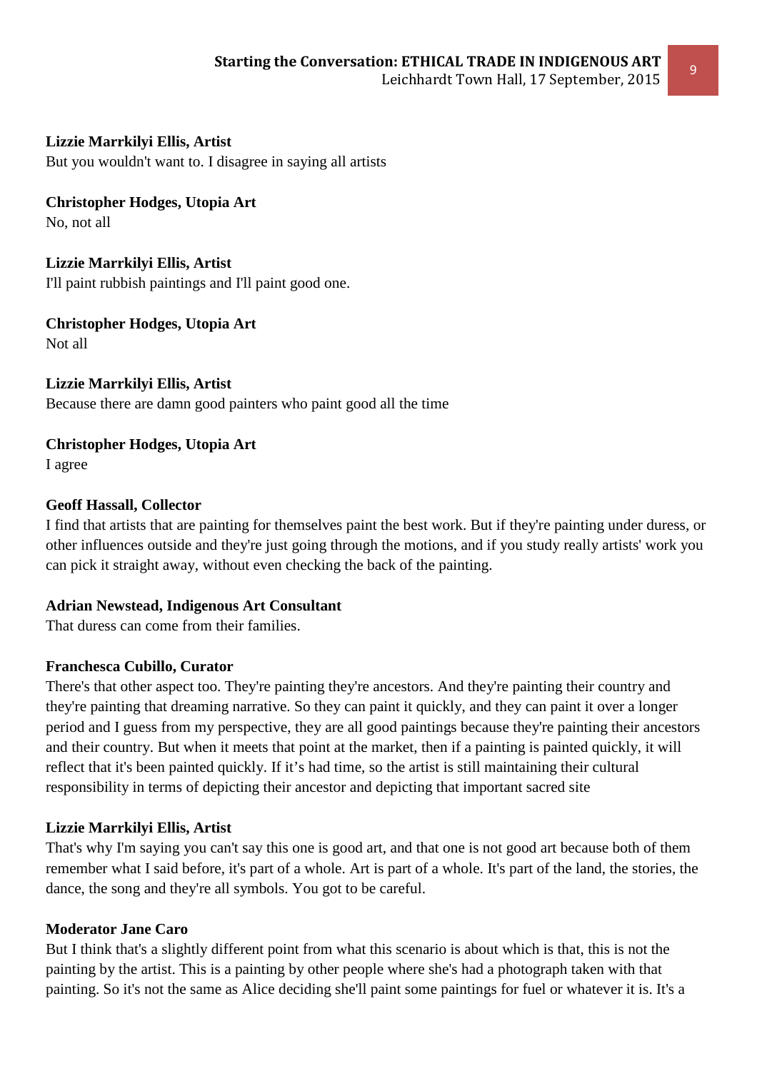**Lizzie Marrkilyi Ellis, Artist**
But you wouldn't want to. I disagree in saying all artists

**Christopher Hodges, Utopia Art**
No, not all

**Lizzie Marrkilyi Ellis, Artist**
I'll paint rubbish paintings and I'll paint good one.

**Christopher Hodges, Utopia Art**
Not all

**Lizzie Marrkilyi Ellis, Artist**
Because there are damn good painters who paint good all the time

**Christopher Hodges, Utopia Art**
I agree

**Geoff Hassall, Collector**
I find that artists that are painting for themselves paint the best work. But if they're painting under duress, or other influences outside and they're just going through the motions, and if you study really artists' work you can pick it straight away, without even checking the back of the painting.

**Adrian Newstead, Indigenous Art Consultant**
That duress can come from their families.

**Franchesca Cubillo, Curator**
There's that other aspect too. They're painting they're ancestors. And they're painting their country and they're painting that dreaming narrative. So they can paint it quickly, and they can paint it over a longer period and I guess from my perspective, they are all good paintings because they're painting their ancestors and their country. But when it meets that point at the market, then if a painting is painted quickly, it will reflect that it's been painted quickly. If it's had time, so the artist is still maintaining their cultural responsibility in terms of depicting their ancestor and depicting that important sacred site

**Lizzie Marrkilyi Ellis, Artist**
That's why I'm saying you can't say this one is good art, and that one is not good art because both of them remember what I said before, it's part of a whole. Art is part of a whole. It's part of the land, the stories, the dance, the song and they're all symbols. You got to be careful.

**Moderator Jane Caro**
But I think that's a slightly different point from what this scenario is about which is that, this is not the painting by the artist. This is a painting by other people where she's had a photograph taken with that painting. So it's not the same as Alice deciding she'll paint some paintings for fuel or whatever it is. It's a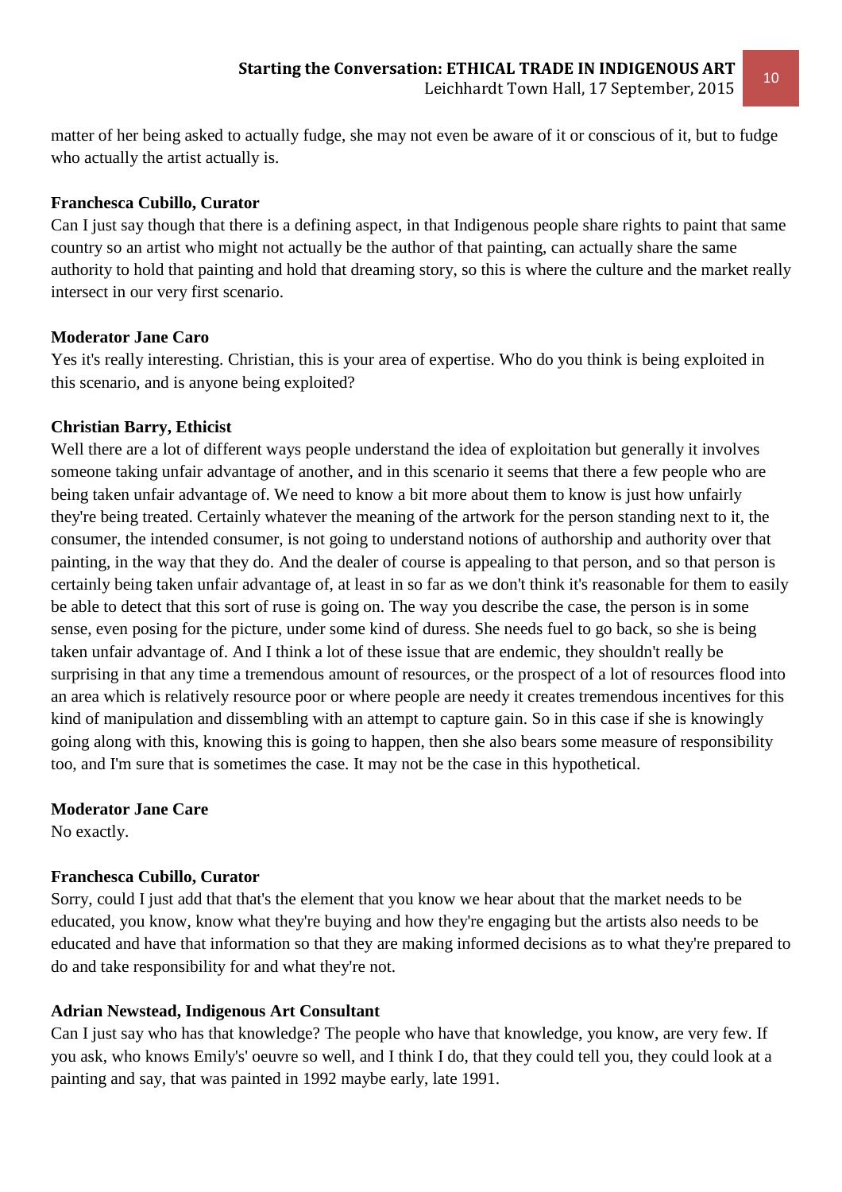matter of her being asked to actually fudge, she may not even be aware of it or conscious of it, but to fudge who actually the artist actually is.

**Franchesca Cubillo, Curator**
Can I just say though that there is a defining aspect, in that Indigenous people share rights to paint that same country so an artist who might not actually be the author of that painting, can actually share the same authority to hold that painting and hold that dreaming story, so this is where the culture and the market really intersect in our very first scenario.

**Moderator Jane Caro**
Yes it's really interesting. Christian, this is your area of expertise. Who do you think is being exploited in this scenario, and is anyone being exploited?

**Christian Barry, Ethicist**
Well there are a lot of different ways people understand the idea of exploitation but generally it involves someone taking unfair advantage of another, and in this scenario it seems that there a few people who are being taken unfair advantage of. We need to know a bit more about them to know is just how unfairly they're being treated. Certainly whatever the meaning of the artwork for the person standing next to it, the consumer, the intended consumer, is not going to understand notions of authorship and authority over that painting, in the way that they do. And the dealer of course is appealing to that person, and so that person is certainly being taken unfair advantage of, at least in so far as we don't think it's reasonable for them to easily be able to detect that this sort of ruse is going on. The way you describe the case, the person is in some sense, even posing for the picture, under some kind of duress. She needs fuel to go back, so she is being taken unfair advantage of. And I think a lot of these issue that are endemic, they shouldn't really be surprising in that any time a tremendous amount of resources, or the prospect of a lot of resources flood into an area which is relatively resource poor or where people are needy it creates tremendous incentives for this kind of manipulation and dissembling with an attempt to capture gain. So in this case if she is knowingly going along with this, knowing this is going to happen, then she also bears some measure of responsibility too, and I'm sure that is sometimes the case. It may not be the case in this hypothetical.

**Moderator Jane Care**
No exactly.

**Franchesca Cubillo, Curator**
Sorry, could I just add that that's the element that you know we hear about that the market needs to be educated, you know, know what they're buying and how they're engaging but the artists also needs to be educated and have that information so that they are making informed decisions as to what they're prepared to do and take responsibility for and what they're not.

**Adrian Newstead, Indigenous Art Consultant**
Can I just say who has that knowledge? The people who have that knowledge, you know, are very few. If you ask, who knows Emily's' oeuvre so well, and I think I do, that they could tell you, they could look at a painting and say, that was painted in 1992 maybe early, late 1991.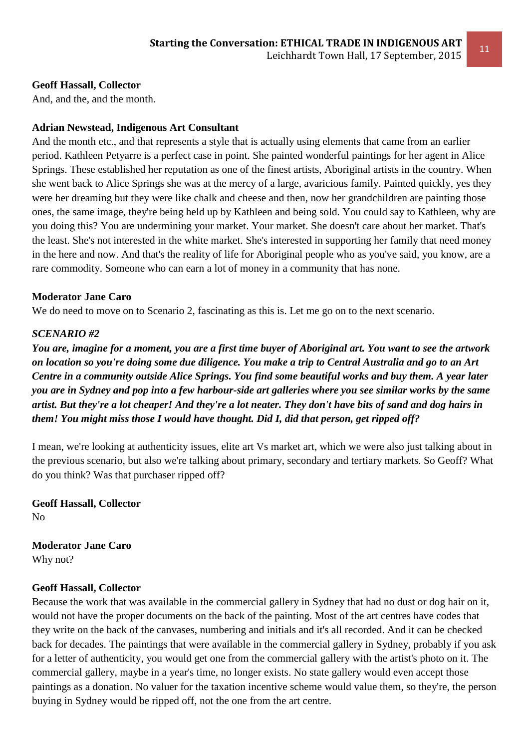**Geoff Hassall, Collector**
And, and the, and the month.

**Adrian Newstead, Indigenous Art Consultant**
And the month etc., and that represents a style that is actually using elements that came from an earlier period. Kathleen Petyarre is a perfect case in point. She painted wonderful paintings for her agent in Alice Springs. These established her reputation as one of the finest artists, Aboriginal artists in the country. When she went back to Alice Springs she was at the mercy of a large, avaricious family. Painted quickly, yes they were her dreaming but they were like chalk and cheese and then, now her grandchildren are painting those ones, the same image, they're being held up by Kathleen and being sold. You could say to Kathleen, why are you doing this? You are undermining your market. Your market. She doesn't care about her market. That's the least. She's not interested in the white market. She's interested in supporting her family that need money in the here and now. And that's the reality of life for Aboriginal people who as you've said, you know, are a rare commodity. Someone who can earn a lot of money in a community that has none.

**Moderator Jane Caro**
We do need to move on to Scenario 2, fascinating as this is. Let me go on to the next scenario.

***SCENARIO #2***

***You are, imagine for a moment, you are a first time buyer of Aboriginal art. You want to see the artwork on location so you're doing some due diligence. You make a trip to Central Australia and go to an Art Centre in a community outside Alice Springs. You find some beautiful works and buy them. A year later you are in Sydney and pop into a few harbour-side art galleries where you see similar works by the same artist. But they're a lot cheaper! And they're a lot neater. They don't have bits of sand and dog hairs in them! You might miss those I would have thought. Did I, did that person, get ripped off?***

I mean, we're looking at authenticity issues, elite art Vs market art, which we were also just talking about in the previous scenario, but also we're talking about primary, secondary and tertiary markets. So Geoff? What do you think? Was that purchaser ripped off?

**Geoff Hassall, Collector**
No

**Moderator Jane Caro**
Why not?

**Geoff Hassall, Collector**
Because the work that was available in the commercial gallery in Sydney that had no dust or dog hair on it, would not have the proper documents on the back of the painting. Most of the art centres have codes that they write on the back of the canvases, numbering and initials and it's all recorded. And it can be checked back for decades. The paintings that were available in the commercial gallery in Sydney, probably if you ask for a letter of authenticity, you would get one from the commercial gallery with the artist's photo on it. The commercial gallery, maybe in a year's time, no longer exists. No state gallery would even accept those paintings as a donation. No valuer for the taxation incentive scheme would value them, so they're, the person buying in Sydney would be ripped off, not the one from the art centre.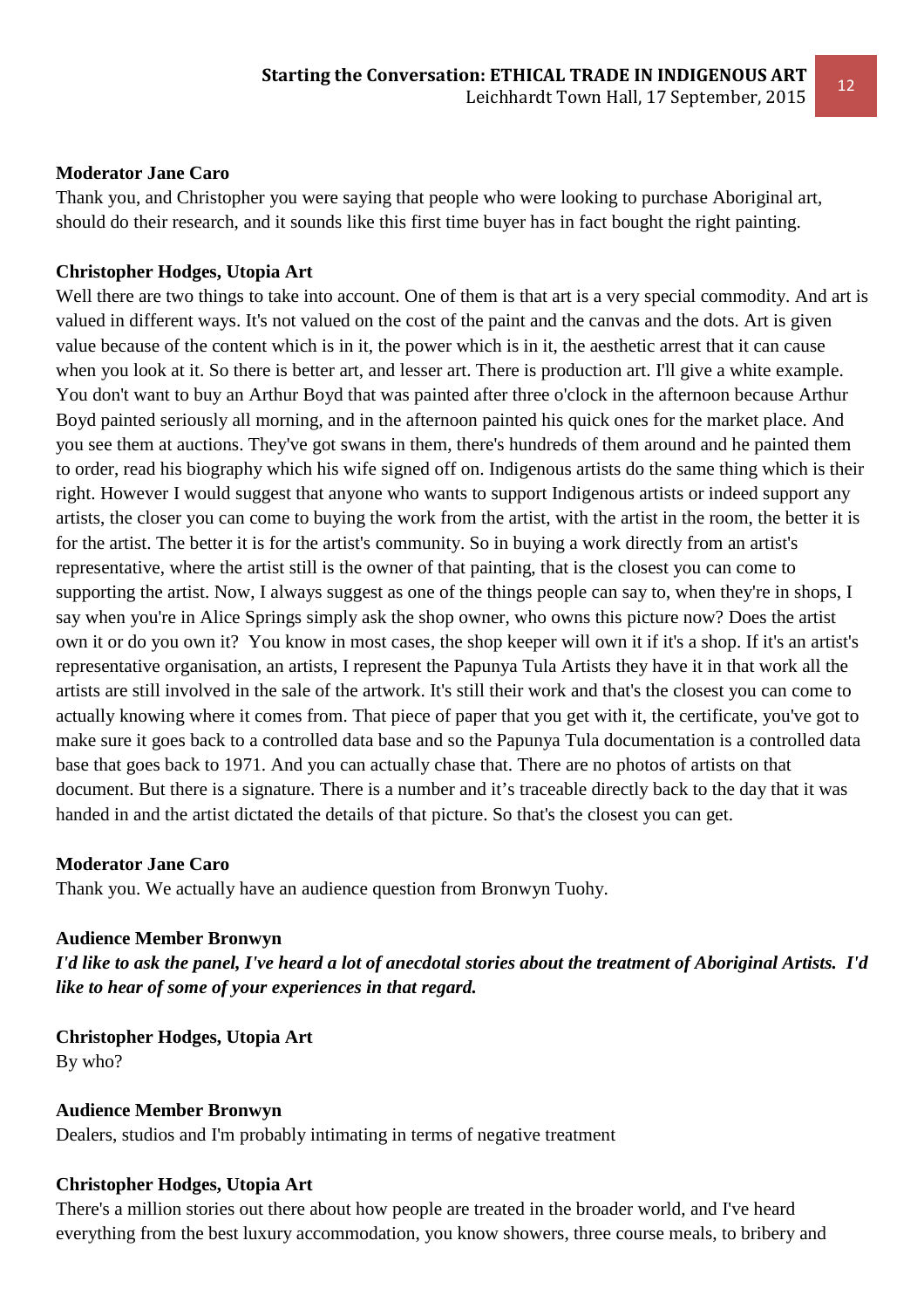**Moderator Jane Caro**

Thank you, and Christopher you were saying that people who were looking to purchase Aboriginal art, should do their research, and it sounds like this first time buyer has in fact bought the right painting.

**Christopher Hodges, Utopia Art**

Well there are two things to take into account. One of them is that art is a very special commodity. And art is valued in different ways. It's not valued on the cost of the paint and the canvas and the dots. Art is given value because of the content which is in it, the power which is in it, the aesthetic arrest that it can cause when you look at it. So there is better art, and lesser art. There is production art. I'll give a white example. You don't want to buy an Arthur Boyd that was painted after three o'clock in the afternoon because Arthur Boyd painted seriously all morning, and in the afternoon painted his quick ones for the market place. And you see them at auctions. They've got swans in them, there's hundreds of them around and he painted them to order, read his biography which his wife signed off on. Indigenous artists do the same thing which is their right. However I would suggest that anyone who wants to support Indigenous artists or indeed support any artists, the closer you can come to buying the work from the artist, with the artist in the room, the better it is for the artist. The better it is for the artist's community. So in buying a work directly from an artist's representative, where the artist still is the owner of that painting, that is the closest you can come to supporting the artist. Now, I always suggest as one of the things people can say to, when they're in shops, I say when you're in Alice Springs simply ask the shop owner, who owns this picture now? Does the artist own it or do you own it? You know in most cases, the shop keeper will own it if it's a shop. If it's an artist's representative organisation, an artists, I represent the Papunya Tula Artists they have it in that work all the artists are still involved in the sale of the artwork. It's still their work and that's the closest you can come to actually knowing where it comes from. That piece of paper that you get with it, the certificate, you've got to make sure it goes back to a controlled data base and so the Papunya Tula documentation is a controlled data base that goes back to 1971. And you can actually chase that. There are no photos of artists on that document. But there is a signature. There is a number and it's traceable directly back to the day that it was handed in and the artist dictated the details of that picture. So that's the closest you can get.

**Moderator Jane Caro**

Thank you. We actually have an audience question from Bronwyn Tuohy.

**Audience Member Bronwyn**

***I'd like to ask the panel, I've heard a lot of anecdotal stories about the treatment of Aboriginal Artists. I'd like to hear of some of your experiences in that regard.***

**Christopher Hodges, Utopia Art**

By who?

**Audience Member Bronwyn**

Dealers, studios and I'm probably intimating in terms of negative treatment

**Christopher Hodges, Utopia Art**

There's a million stories out there about how people are treated in the broader world, and I've heard everything from the best luxury accommodation, you know showers, three course meals, to bribery and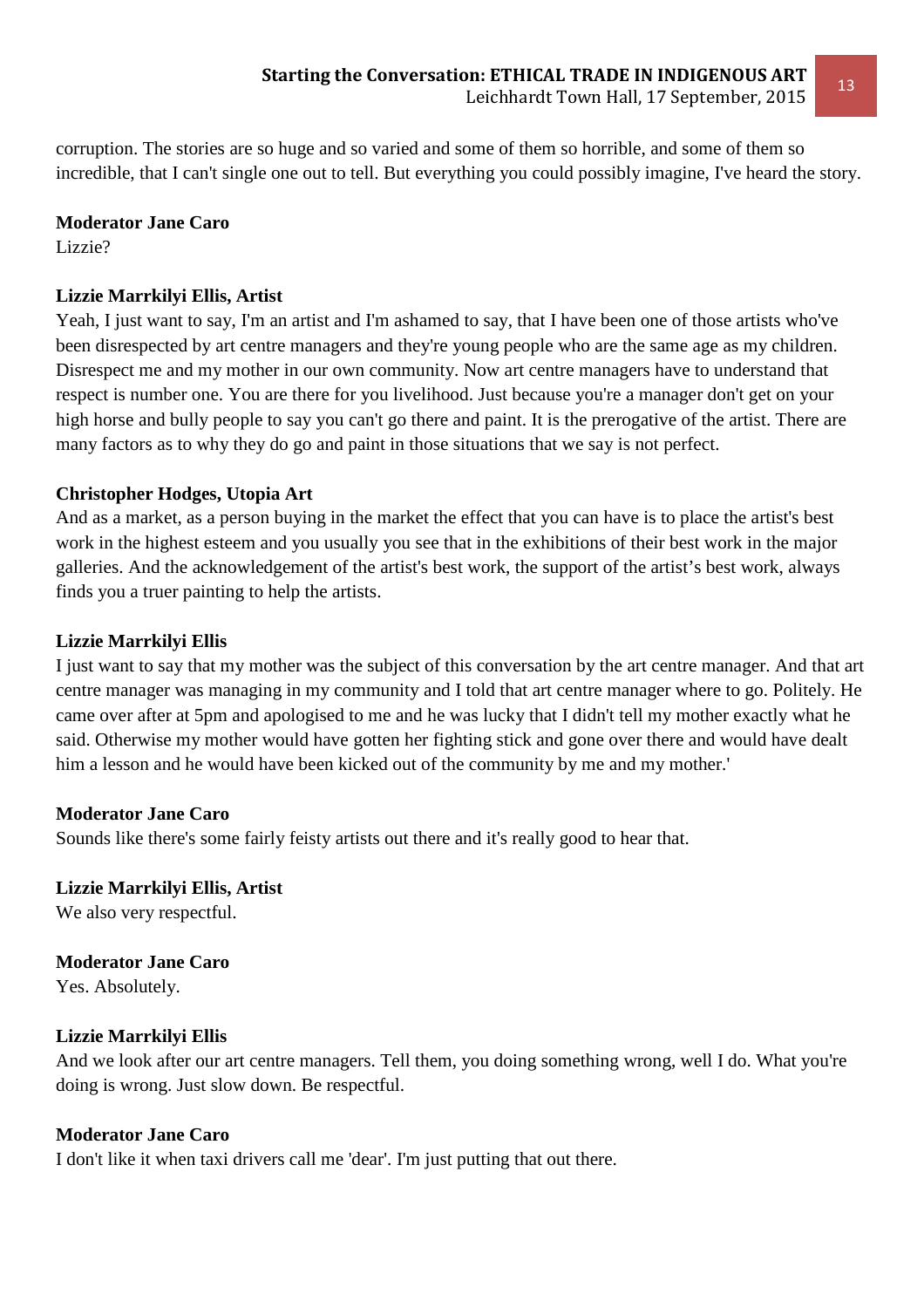corruption. The stories are so huge and so varied and some of them so horrible, and some of them so incredible, that I can't single one out to tell. But everything you could possibly imagine, I've heard the story.

**Moderator Jane Caro**

Lizzie?

**Lizzie Marrkilyi Ellis, Artist**

Yeah, I just want to say, I'm an artist and I'm ashamed to say, that I have been one of those artists who've been disrespected by art centre managers and they're young people who are the same age as my children. Disrespect me and my mother in our own community. Now art centre managers have to understand that respect is number one. You are there for you livelihood. Just because you're a manager don't get on your high horse and bully people to say you can't go there and paint. It is the prerogative of the artist. There are many factors as to why they do go and paint in those situations that we say is not perfect.

**Christopher Hodges, Utopia Art**

And as a market, as a person buying in the market the effect that you can have is to place the artist's best work in the highest esteem and you usually you see that in the exhibitions of their best work in the major galleries. And the acknowledgement of the artist's best work, the support of the artist's best work, always finds you a truer painting to help the artists.

**Lizzie Marrkilyi Ellis**

I just want to say that my mother was the subject of this conversation by the art centre manager. And that art centre manager was managing in my community and I told that art centre manager where to go. Politely. He came over after at 5pm and apologised to me and he was lucky that I didn't tell my mother exactly what he said. Otherwise my mother would have gotten her fighting stick and gone over there and would have dealt him a lesson and he would have been kicked out of the community by me and my mother.'

**Moderator Jane Caro**

Sounds like there's some fairly feisty artists out there and it's really good to hear that.

**Lizzie Marrkilyi Ellis, Artist**

We also very respectful.

**Moderator Jane Caro**

Yes. Absolutely.

**Lizzie Marrkilyi Ellis**

And we look after our art centre managers. Tell them, you doing something wrong, well I do. What you're doing is wrong. Just slow down. Be respectful.

**Moderator Jane Caro**

I don't like it when taxi drivers call me 'dear'. I'm just putting that out there.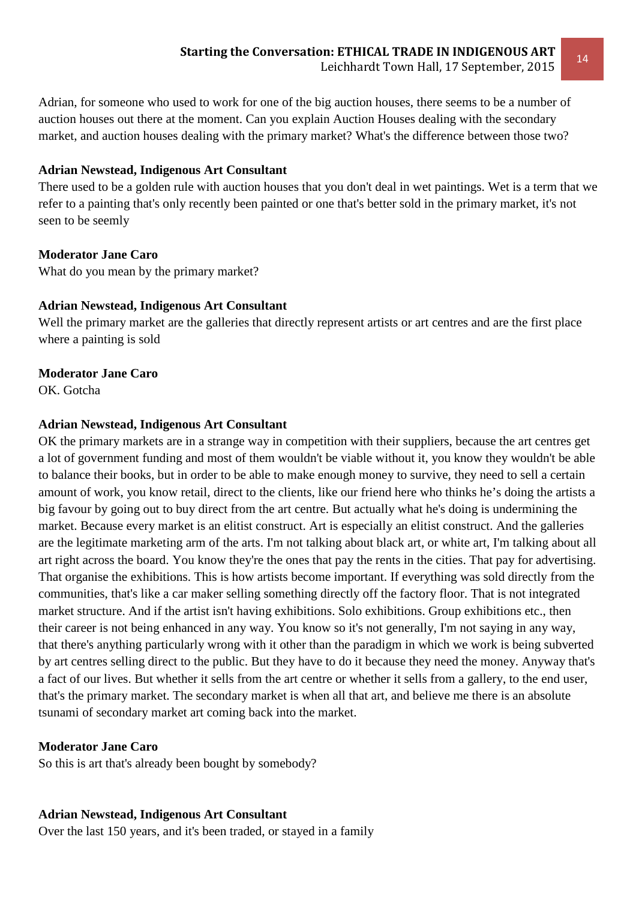Adrian, for someone who used to work for one of the big auction houses, there seems to be a number of auction houses out there at the moment. Can you explain Auction Houses dealing with the secondary market, and auction houses dealing with the primary market? What's the difference between those two?

**Adrian Newstead, Indigenous Art Consultant**
There used to be a golden rule with auction houses that you don't deal in wet paintings. Wet is a term that we refer to a painting that's only recently been painted or one that's better sold in the primary market, it's not seen to be seemly

**Moderator Jane Caro**
What do you mean by the primary market?

**Adrian Newstead, Indigenous Art Consultant**
Well the primary market are the galleries that directly represent artists or art centres and are the first place where a painting is sold

**Moderator Jane Caro**
OK. Gotcha

**Adrian Newstead, Indigenous Art Consultant**
OK the primary markets are in a strange way in competition with their suppliers, because the art centres get a lot of government funding and most of them wouldn't be viable without it, you know they wouldn't be able to balance their books, but in order to be able to make enough money to survive, they need to sell a certain amount of work, you know retail, direct to the clients, like our friend here who thinks he's doing the artists a big favour by going out to buy direct from the art centre. But actually what he's doing is undermining the market. Because every market is an elitist construct. Art is especially an elitist construct. And the galleries are the legitimate marketing arm of the arts. I'm not talking about black art, or white art, I'm talking about all art right across the board. You know they're the ones that pay the rents in the cities. That pay for advertising. That organise the exhibitions. This is how artists become important. If everything was sold directly from the communities, that's like a car maker selling something directly off the factory floor. That is not integrated market structure. And if the artist isn't having exhibitions. Solo exhibitions. Group exhibitions etc., then their career is not being enhanced in any way. You know so it's not generally, I'm not saying in any way, that there's anything particularly wrong with it other than the paradigm in which we work is being subverted by art centres selling direct to the public. But they have to do it because they need the money. Anyway that's a fact of our lives. But whether it sells from the art centre or whether it sells from a gallery, to the end user, that's the primary market. The secondary market is when all that art, and believe me there is an absolute tsunami of secondary market art coming back into the market.

**Moderator Jane Caro**
So this is art that's already been bought by somebody?

**Adrian Newstead, Indigenous Art Consultant**
Over the last 150 years, and it's been traded, or stayed in a family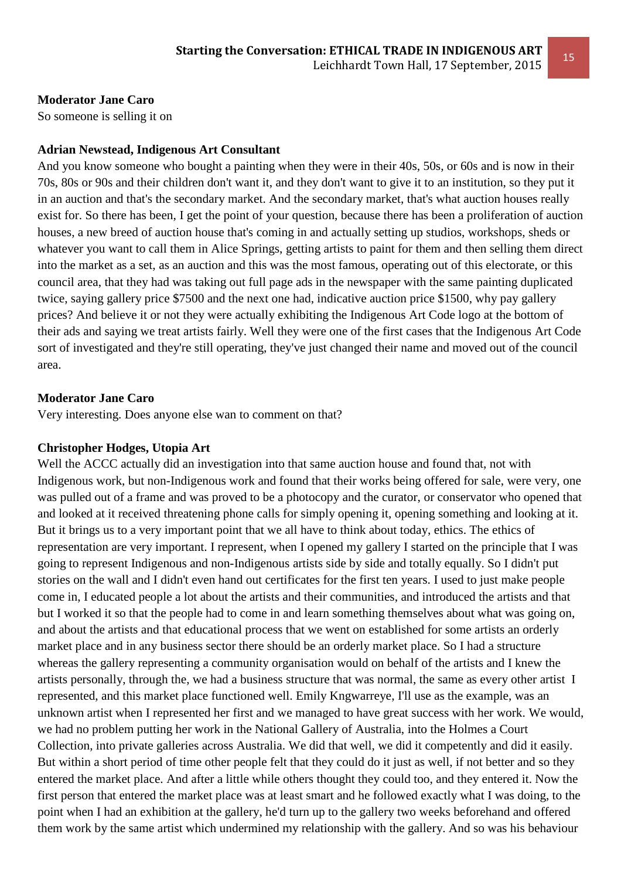**Moderator Jane Caro**

So someone is selling it on

**Adrian Newstead, Indigenous Art Consultant**

And you know someone who bought a painting when they were in their 40s, 50s, or 60s and is now in their 70s, 80s or 90s and their children don't want it, and they don't want to give it to an institution, so they put it in an auction and that's the secondary market. And the secondary market, that's what auction houses really exist for. So there has been, I get the point of your question, because there has been a proliferation of auction houses, a new breed of auction house that's coming in and actually setting up studios, workshops, sheds or whatever you want to call them in Alice Springs, getting artists to paint for them and then selling them direct into the market as a set, as an auction and this was the most famous, operating out of this electorate, or this council area, that they had was taking out full page ads in the newspaper with the same painting duplicated twice, saying gallery price $7500 and the next one had, indicative auction price $1500, why pay gallery prices? And believe it or not they were actually exhibiting the Indigenous Art Code logo at the bottom of their ads and saying we treat artists fairly. Well they were one of the first cases that the Indigenous Art Code sort of investigated and they're still operating, they've just changed their name and moved out of the council area.

**Moderator Jane Caro**

Very interesting. Does anyone else wan to comment on that?

**Christopher Hodges, Utopia Art**

Well the ACCC actually did an investigation into that same auction house and found that, not with Indigenous work, but non-Indigenous work and found that their works being offered for sale, were very, one was pulled out of a frame and was proved to be a photocopy and the curator, or conservator who opened that and looked at it received threatening phone calls for simply opening it, opening something and looking at it. But it brings us to a very important point that we all have to think about today, ethics. The ethics of representation are very important. I represent, when I opened my gallery I started on the principle that I was going to represent Indigenous and non-Indigenous artists side by side and totally equally. So I didn't put stories on the wall and I didn't even hand out certificates for the first ten years. I used to just make people come in, I educated people a lot about the artists and their communities, and introduced the artists and that but I worked it so that the people had to come in and learn something themselves about what was going on, and about the artists and that educational process that we went on established for some artists an orderly market place and in any business sector there should be an orderly market place. So I had a structure whereas the gallery representing a community organisation would on behalf of the artists and I knew the artists personally, through the, we had a business structure that was normal, the same as every other artist I represented, and this market place functioned well. Emily Kngwarreye, I'll use as the example, was an unknown artist when I represented her first and we managed to have great success with her work. We would, we had no problem putting her work in the National Gallery of Australia, into the Holmes a Court Collection, into private galleries across Australia. We did that well, we did it competently and did it easily. But within a short period of time other people felt that they could do it just as well, if not better and so they entered the market place. And after a little while others thought they could too, and they entered it. Now the first person that entered the market place was at least smart and he followed exactly what I was doing, to the point when I had an exhibition at the gallery, he'd turn up to the gallery two weeks beforehand and offered them work by the same artist which undermined my relationship with the gallery. And so was his behaviour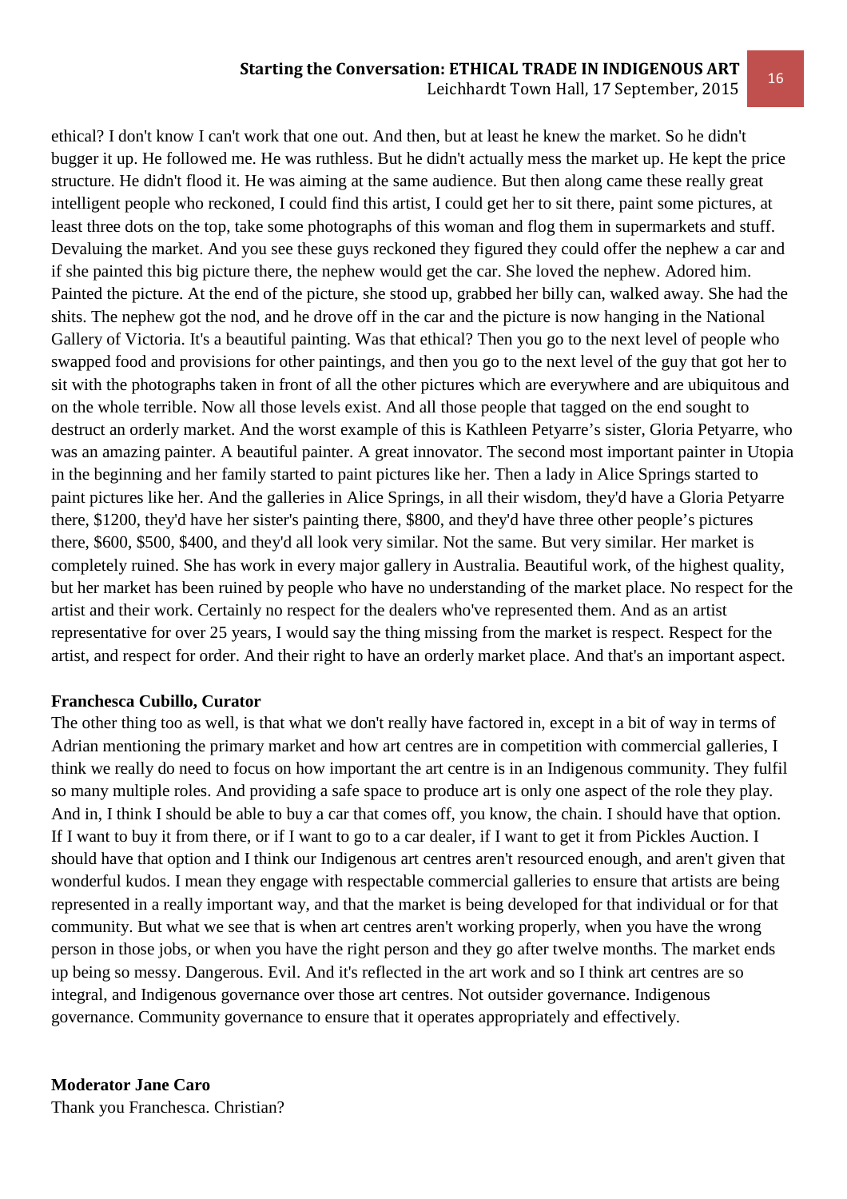ethical? I don't know I can't work that one out. And then, but at least he knew the market. So he didn't bugger it up. He followed me. He was ruthless. But he didn't actually mess the market up. He kept the price structure. He didn't flood it. He was aiming at the same audience. But then along came these really great intelligent people who reckoned, I could find this artist, I could get her to sit there, paint some pictures, at least three dots on the top, take some photographs of this woman and flog them in supermarkets and stuff. Devaluing the market. And you see these guys reckoned they figured they could offer the nephew a car and if she painted this big picture there, the nephew would get the car. She loved the nephew. Adored him. Painted the picture. At the end of the picture, she stood up, grabbed her billy can, walked away. She had the shits. The nephew got the nod, and he drove off in the car and the picture is now hanging in the National Gallery of Victoria. It's a beautiful painting. Was that ethical? Then you go to the next level of people who swapped food and provisions for other paintings, and then you go to the next level of the guy that got her to sit with the photographs taken in front of all the other pictures which are everywhere and are ubiquitous and on the whole terrible. Now all those levels exist. And all those people that tagged on the end sought to destruct an orderly market. And the worst example of this is Kathleen Petyarre's sister, Gloria Petyarre, who was an amazing painter. A beautiful painter. A great innovator. The second most important painter in Utopia in the beginning and her family started to paint pictures like her. Then a lady in Alice Springs started to paint pictures like her. And the galleries in Alice Springs, in all their wisdom, they'd have a Gloria Petyarre there, $1200, they'd have her sister's painting there, $800, and they'd have three other people's pictures there, $600, $500, $400, and they'd all look very similar. Not the same. But very similar. Her market is completely ruined. She has work in every major gallery in Australia. Beautiful work, of the highest quality, but her market has been ruined by people who have no understanding of the market place. No respect for the artist and their work. Certainly no respect for the dealers who've represented them. And as an artist representative for over 25 years, I would say the thing missing from the market is respect. Respect for the artist, and respect for order. And their right to have an orderly market place. And that's an important aspect.

**Franchesca Cubillo, Curator**

The other thing too as well, is that what we don't really have factored in, except in a bit of way in terms of Adrian mentioning the primary market and how art centres are in competition with commercial galleries, I think we really do need to focus on how important the art centre is in an Indigenous community. They fulfil so many multiple roles. And providing a safe space to produce art is only one aspect of the role they play. And in, I think I should be able to buy a car that comes off, you know, the chain. I should have that option. If I want to buy it from there, or if I want to go to a car dealer, if I want to get it from Pickles Auction. I should have that option and I think our Indigenous art centres aren't resourced enough, and aren't given that wonderful kudos. I mean they engage with respectable commercial galleries to ensure that artists are being represented in a really important way, and that the market is being developed for that individual or for that community. But what we see that is when art centres aren't working properly, when you have the wrong person in those jobs, or when you have the right person and they go after twelve months. The market ends up being so messy. Dangerous. Evil. And it's reflected in the art work and so I think art centres are so integral, and Indigenous governance over those art centres. Not outsider governance. Indigenous governance. Community governance to ensure that it operates appropriately and effectively.

**Moderator Jane Caro**

Thank you Franchesca. Christian?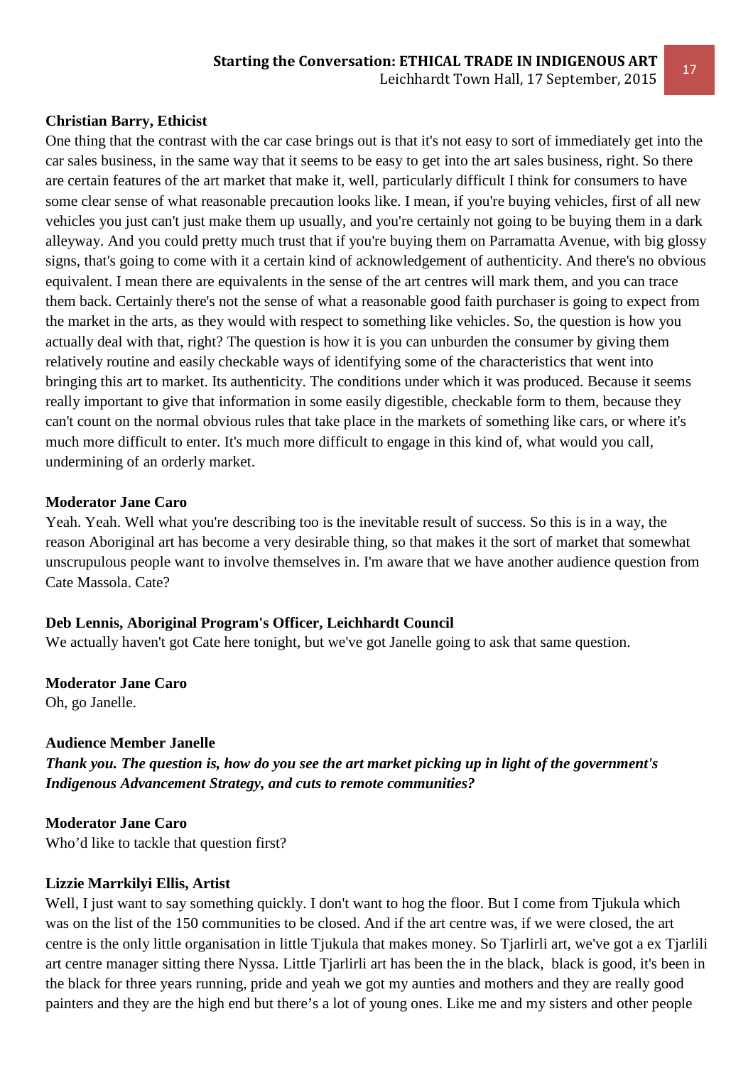**Christian Barry, Ethicist**

One thing that the contrast with the car case brings out is that it's not easy to sort of immediately get into the car sales business, in the same way that it seems to be easy to get into the art sales business, right. So there are certain features of the art market that make it, well, particularly difficult I think for consumers to have some clear sense of what reasonable precaution looks like. I mean, if you're buying vehicles, first of all new vehicles you just can't just make them up usually, and you're certainly not going to be buying them in a dark alleyway. And you could pretty much trust that if you're buying them on Parramatta Avenue, with big glossy signs, that's going to come with it a certain kind of acknowledgement of authenticity. And there's no obvious equivalent. I mean there are equivalents in the sense of the art centres will mark them, and you can trace them back. Certainly there's not the sense of what a reasonable good faith purchaser is going to expect from the market in the arts, as they would with respect to something like vehicles. So, the question is how you actually deal with that, right? The question is how it is you can unburden the consumer by giving them relatively routine and easily checkable ways of identifying some of the characteristics that went into bringing this art to market. Its authenticity. The conditions under which it was produced. Because it seems really important to give that information in some easily digestible, checkable form to them, because they can't count on the normal obvious rules that take place in the markets of something like cars, or where it's much more difficult to enter. It's much more difficult to engage in this kind of, what would you call, undermining of an orderly market.

**Moderator Jane Caro**

Yeah. Yeah. Well what you're describing too is the inevitable result of success. So this is in a way, the reason Aboriginal art has become a very desirable thing, so that makes it the sort of market that somewhat unscrupulous people want to involve themselves in. I'm aware that we have another audience question from Cate Massola. Cate?

**Deb Lennis, Aboriginal Program's Officer, Leichhardt Council**

We actually haven't got Cate here tonight, but we've got Janelle going to ask that same question.

**Moderator Jane Caro**

Oh, go Janelle.

**Audience Member Janelle**

***Thank you. The question is, how do you see the art market picking up in light of the government's Indigenous Advancement Strategy, and cuts to remote communities?***

**Moderator Jane Caro**

Who'd like to tackle that question first?

**Lizzie Marrkilyi Ellis, Artist**

Well, I just want to say something quickly. I don't want to hog the floor. But I come from Tjukula which was on the list of the 150 communities to be closed. And if the art centre was, if we were closed, the art centre is the only little organisation in little Tjukula that makes money. So Tjarlirli art, we've got a ex Tjarlili art centre manager sitting there Nyssa. Little Tjarlirli art has been the in the black, black is good, it's been in the black for three years running, pride and yeah we got my aunties and mothers and they are really good painters and they are the high end but there's a lot of young ones. Like me and my sisters and other people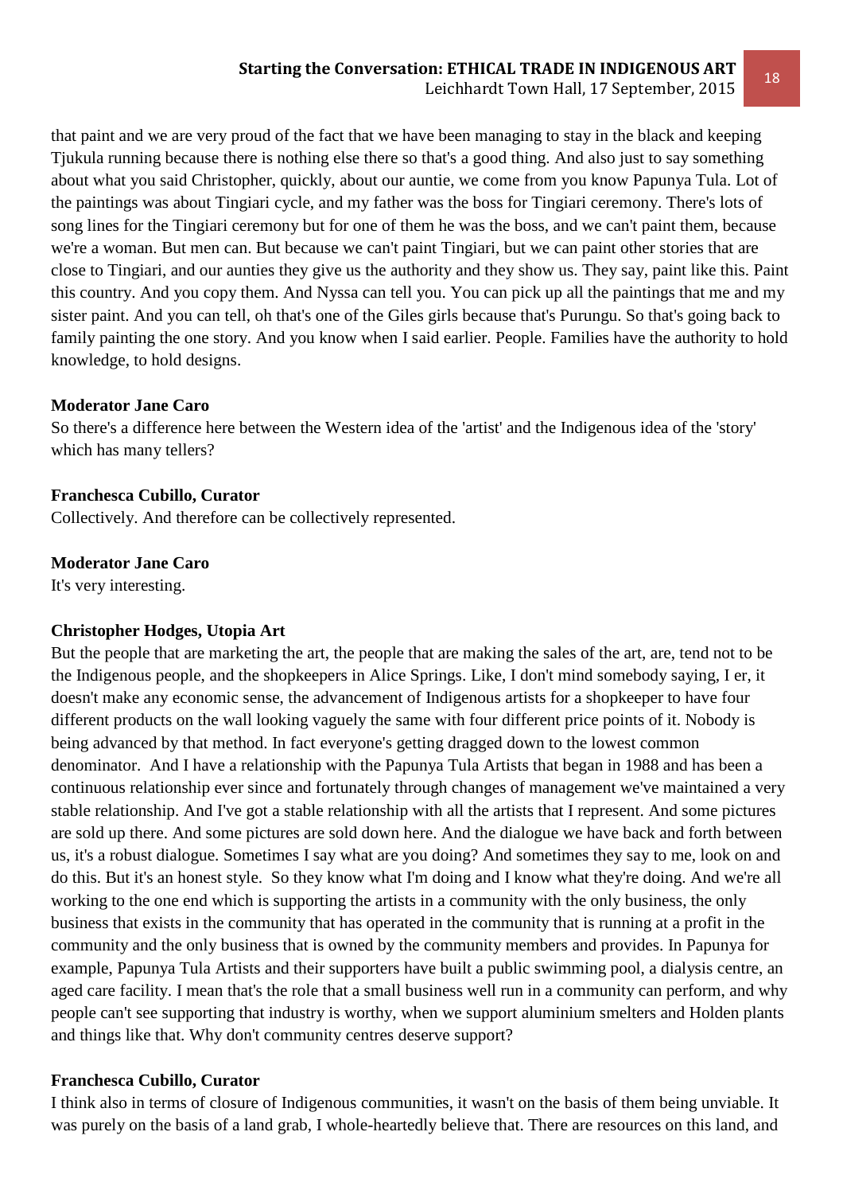that paint and we are very proud of the fact that we have been managing to stay in the black and keeping Tjukula running because there is nothing else there so that's a good thing. And also just to say something about what you said Christopher, quickly, about our auntie, we come from you know Papunya Tula. Lot of the paintings was about Tingiari cycle, and my father was the boss for Tingiari ceremony. There's lots of song lines for the Tingiari ceremony but for one of them he was the boss, and we can't paint them, because we're a woman. But men can. But because we can't paint Tingiari, but we can paint other stories that are close to Tingiari, and our aunties they give us the authority and they show us. They say, paint like this. Paint this country. And you copy them. And Nyssa can tell you. You can pick up all the paintings that me and my sister paint. And you can tell, oh that's one of the Giles girls because that's Purungu. So that's going back to family painting the one story. And you know when I said earlier. People. Families have the authority to hold knowledge, to hold designs.

**Moderator Jane Caro**
So there's a difference here between the Western idea of the 'artist' and the Indigenous idea of the 'story' which has many tellers?

**Franchesca Cubillo, Curator**
Collectively. And therefore can be collectively represented.

**Moderator Jane Caro**
It's very interesting.

**Christopher Hodges, Utopia Art**
But the people that are marketing the art, the people that are making the sales of the art, are, tend not to be the Indigenous people, and the shopkeepers in Alice Springs. Like, I don't mind somebody saying, I er, it doesn't make any economic sense, the advancement of Indigenous artists for a shopkeeper to have four different products on the wall looking vaguely the same with four different price points of it. Nobody is being advanced by that method. In fact everyone's getting dragged down to the lowest common denominator. And I have a relationship with the Papunya Tula Artists that began in 1988 and has been a continuous relationship ever since and fortunately through changes of management we've maintained a very stable relationship. And I've got a stable relationship with all the artists that I represent. And some pictures are sold up there. And some pictures are sold down here. And the dialogue we have back and forth between us, it's a robust dialogue. Sometimes I say what are you doing? And sometimes they say to me, look on and do this. But it's an honest style. So they know what I'm doing and I know what they're doing. And we're all working to the one end which is supporting the artists in a community with the only business, the only business that exists in the community that has operated in the community that is running at a profit in the community and the only business that is owned by the community members and provides. In Papunya for example, Papunya Tula Artists and their supporters have built a public swimming pool, a dialysis centre, an aged care facility. I mean that's the role that a small business well run in a community can perform, and why people can't see supporting that industry is worthy, when we support aluminium smelters and Holden plants and things like that. Why don't community centres deserve support?

**Franchesca Cubillo, Curator**
I think also in terms of closure of Indigenous communities, it wasn't on the basis of them being unviable. It was purely on the basis of a land grab, I whole-heartedly believe that. There are resources on this land, and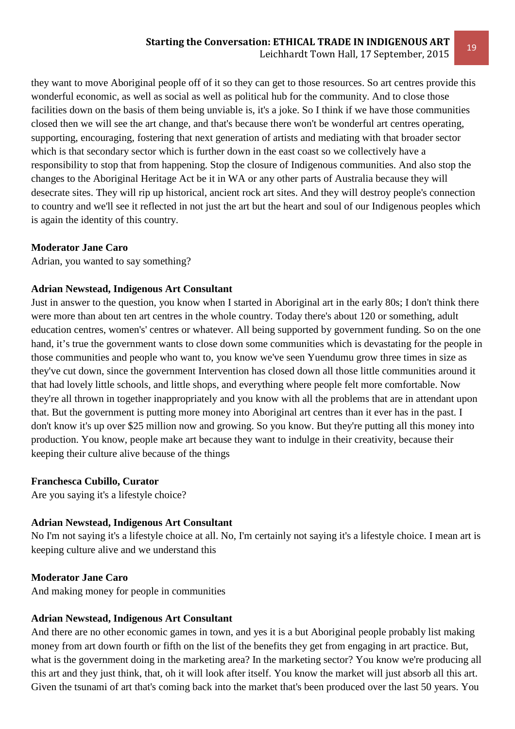they want to move Aboriginal people off of it so they can get to those resources. So art centres provide this wonderful economic, as well as social as well as political hub for the community. And to close those facilities down on the basis of them being unviable is, it's a joke. So I think if we have those communities closed then we will see the art change, and that's because there won't be wonderful art centres operating, supporting, encouraging, fostering that next generation of artists and mediating with that broader sector which is that secondary sector which is further down in the east coast so we collectively have a responsibility to stop that from happening. Stop the closure of Indigenous communities. And also stop the changes to the Aboriginal Heritage Act be it in WA or any other parts of Australia because they will desecrate sites. They will rip up historical, ancient rock art sites. And they will destroy people's connection to country and we'll see it reflected in not just the art but the heart and soul of our Indigenous peoples which is again the identity of this country.

**Moderator Jane Caro**
Adrian, you wanted to say something?

**Adrian Newstead, Indigenous Art Consultant**
Just in answer to the question, you know when I started in Aboriginal art in the early 80s; I don't think there were more than about ten art centres in the whole country. Today there's about 120 or something, adult education centres, women's' centres or whatever. All being supported by government funding. So on the one hand, it's true the government wants to close down some communities which is devastating for the people in those communities and people who want to, you know we've seen Yuendumu grow three times in size as they've cut down, since the government Intervention has closed down all those little communities around it that had lovely little schools, and little shops, and everything where people felt more comfortable. Now they're all thrown in together inappropriately and you know with all the problems that are in attendant upon that. But the government is putting more money into Aboriginal art centres than it ever has in the past. I don't know it's up over $25 million now and growing. So you know. But they're putting all this money into production. You know, people make art because they want to indulge in their creativity, because their keeping their culture alive because of the things

**Franchesca Cubillo, Curator**
Are you saying it's a lifestyle choice?

**Adrian Newstead, Indigenous Art Consultant**
No I'm not saying it's a lifestyle choice at all. No, I'm certainly not saying it's a lifestyle choice. I mean art is keeping culture alive and we understand this

**Moderator Jane Caro**
And making money for people in communities

**Adrian Newstead, Indigenous Art Consultant**
And there are no other economic games in town, and yes it is a but Aboriginal people probably list making money from art down fourth or fifth on the list of the benefits they get from engaging in art practice. But, what is the government doing in the marketing area? In the marketing sector? You know we're producing all this art and they just think, that, oh it will look after itself. You know the market will just absorb all this art. Given the tsunami of art that's coming back into the market that's been produced over the last 50 years. You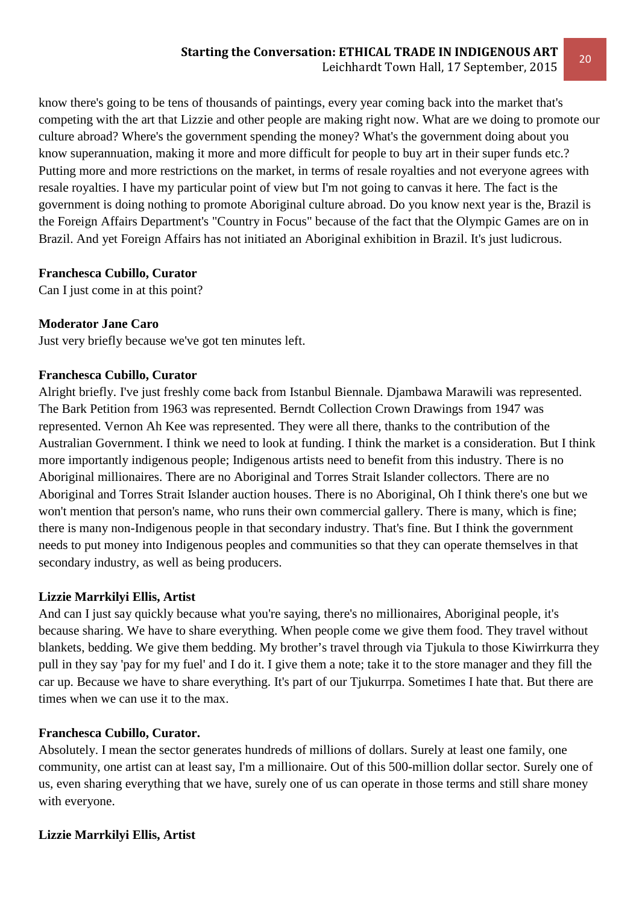know there's going to be tens of thousands of paintings, every year coming back into the market that's competing with the art that Lizzie and other people are making right now. What are we doing to promote our culture abroad? Where's the government spending the money? What's the government doing about you know superannuation, making it more and more difficult for people to buy art in their super funds etc.? Putting more and more restrictions on the market, in terms of resale royalties and not everyone agrees with resale royalties. I have my particular point of view but I'm not going to canvas it here. The fact is the government is doing nothing to promote Aboriginal culture abroad. Do you know next year is the, Brazil is the Foreign Affairs Department's "Country in Focus" because of the fact that the Olympic Games are on in Brazil. And yet Foreign Affairs has not initiated an Aboriginal exhibition in Brazil. It's just ludicrous.

**Franchesca Cubillo, Curator**
Can I just come in at this point?

**Moderator Jane Caro**
Just very briefly because we've got ten minutes left.

**Franchesca Cubillo, Curator**
Alright briefly. I've just freshly come back from Istanbul Biennale. Djambawa Marawili was represented. The Bark Petition from 1963 was represented. Berndt Collection Crown Drawings from 1947 was represented. Vernon Ah Kee was represented. They were all there, thanks to the contribution of the Australian Government. I think we need to look at funding. I think the market is a consideration. But I think more importantly indigenous people; Indigenous artists need to benefit from this industry. There is no Aboriginal millionaires. There are no Aboriginal and Torres Strait Islander collectors. There are no Aboriginal and Torres Strait Islander auction houses. There is no Aboriginal, Oh I think there's one but we won't mention that person's name, who runs their own commercial gallery. There is many, which is fine; there is many non-Indigenous people in that secondary industry. That's fine. But I think the government needs to put money into Indigenous peoples and communities so that they can operate themselves in that secondary industry, as well as being producers.

**Lizzie Marrkilyi Ellis, Artist**
And can I just say quickly because what you're saying, there's no millionaires, Aboriginal people, it's because sharing. We have to share everything. When people come we give them food. They travel without blankets, bedding. We give them bedding. My brother's travel through via Tjukula to those Kiwirrkurra they pull in they say 'pay for my fuel' and I do it. I give them a note; take it to the store manager and they fill the car up. Because we have to share everything. It's part of our Tjukurrpa. Sometimes I hate that. But there are times when we can use it to the max.

**Franchesca Cubillo, Curator.**
Absolutely. I mean the sector generates hundreds of millions of dollars. Surely at least one family, one community, one artist can at least say, I'm a millionaire. Out of this 500-million dollar sector. Surely one of us, even sharing everything that we have, surely one of us can operate in those terms and still share money with everyone.

**Lizzie Marrkilyi Ellis, Artist**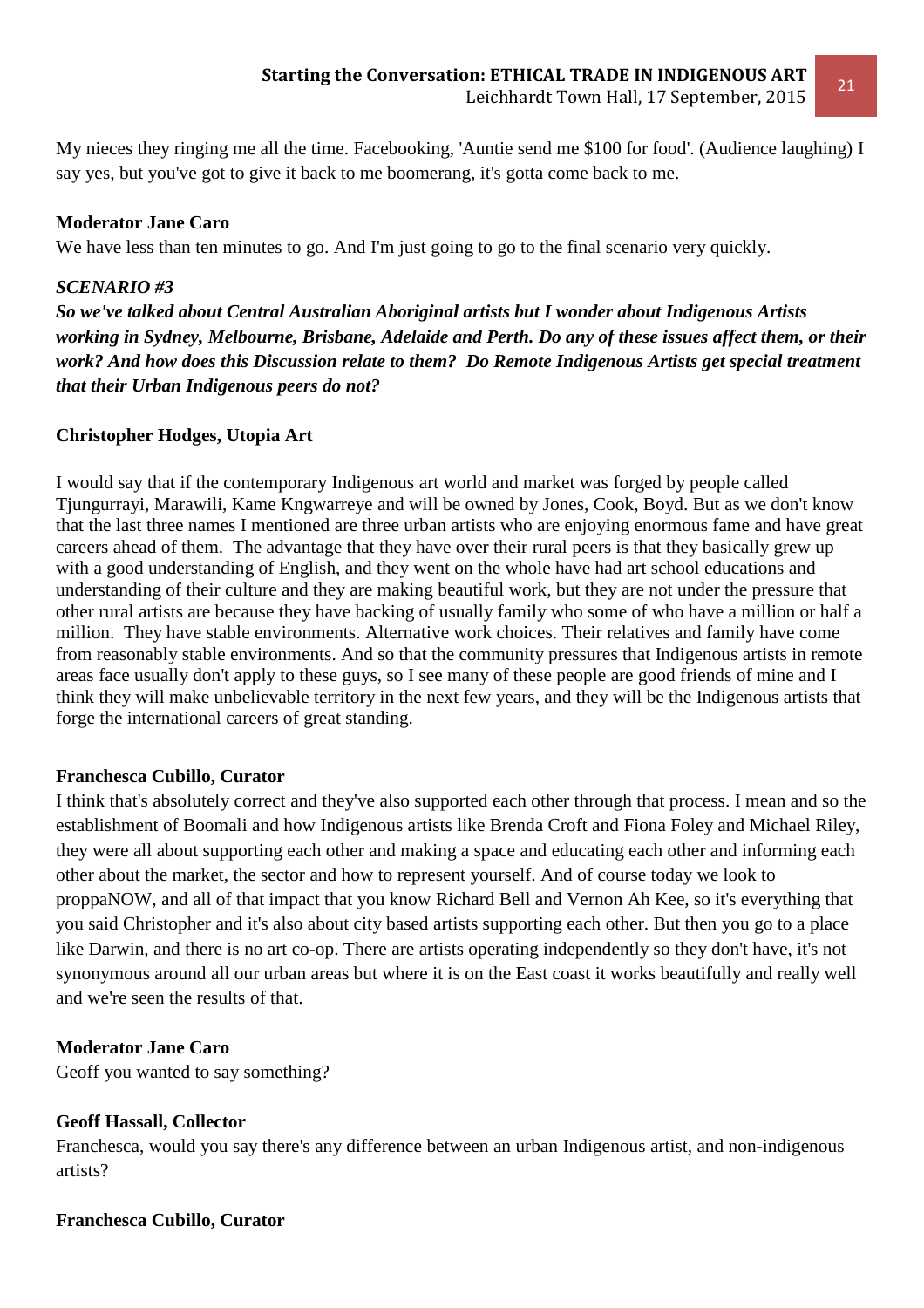My nieces they ringing me all the time. Facebooking, 'Auntie send me $100 for food'. (Audience laughing) I say yes, but you've got to give it back to me boomerang, it's gotta come back to me.

**Moderator Jane Caro**

We have less than ten minutes to go. And I'm just going to go to the final scenario very quickly.

***SCENARIO #3***

***So we've talked about Central Australian Aboriginal artists but I wonder about Indigenous Artists working in Sydney, Melbourne, Brisbane, Adelaide and Perth. Do any of these issues affect them, or their work? And how does this Discussion relate to them? Do Remote Indigenous Artists get special treatment that their Urban Indigenous peers do not?***

**Christopher Hodges, Utopia Art**

I would say that if the contemporary Indigenous art world and market was forged by people called Tjungurrayi, Marawili, Kame Kngwarreye and will be owned by Jones, Cook, Boyd. But as we don't know that the last three names I mentioned are three urban artists who are enjoying enormous fame and have great careers ahead of them. The advantage that they have over their rural peers is that they basically grew up with a good understanding of English, and they went on the whole have had art school educations and understanding of their culture and they are making beautiful work, but they are not under the pressure that other rural artists are because they have backing of usually family who some of who have a million or half a million. They have stable environments. Alternative work choices. Their relatives and family have come from reasonably stable environments. And so that the community pressures that Indigenous artists in remote areas face usually don't apply to these guys, so I see many of these people are good friends of mine and I think they will make unbelievable territory in the next few years, and they will be the Indigenous artists that forge the international careers of great standing.

**Franchesca Cubillo, Curator**

I think that's absolutely correct and they've also supported each other through that process. I mean and so the establishment of Boomali and how Indigenous artists like Brenda Croft and Fiona Foley and Michael Riley, they were all about supporting each other and making a space and educating each other and informing each other about the market, the sector and how to represent yourself. And of course today we look to proppaNOW, and all of that impact that you know Richard Bell and Vernon Ah Kee, so it's everything that you said Christopher and it's also about city based artists supporting each other. But then you go to a place like Darwin, and there is no art co-op. There are artists operating independently so they don't have, it's not synonymous around all our urban areas but where it is on the East coast it works beautifully and really well and we're seen the results of that.

**Moderator Jane Caro**

Geoff you wanted to say something?

**Geoff Hassall, Collector**

Franchesca, would you say there's any difference between an urban Indigenous artist, and non-indigenous artists?

**Franchesca Cubillo, Curator**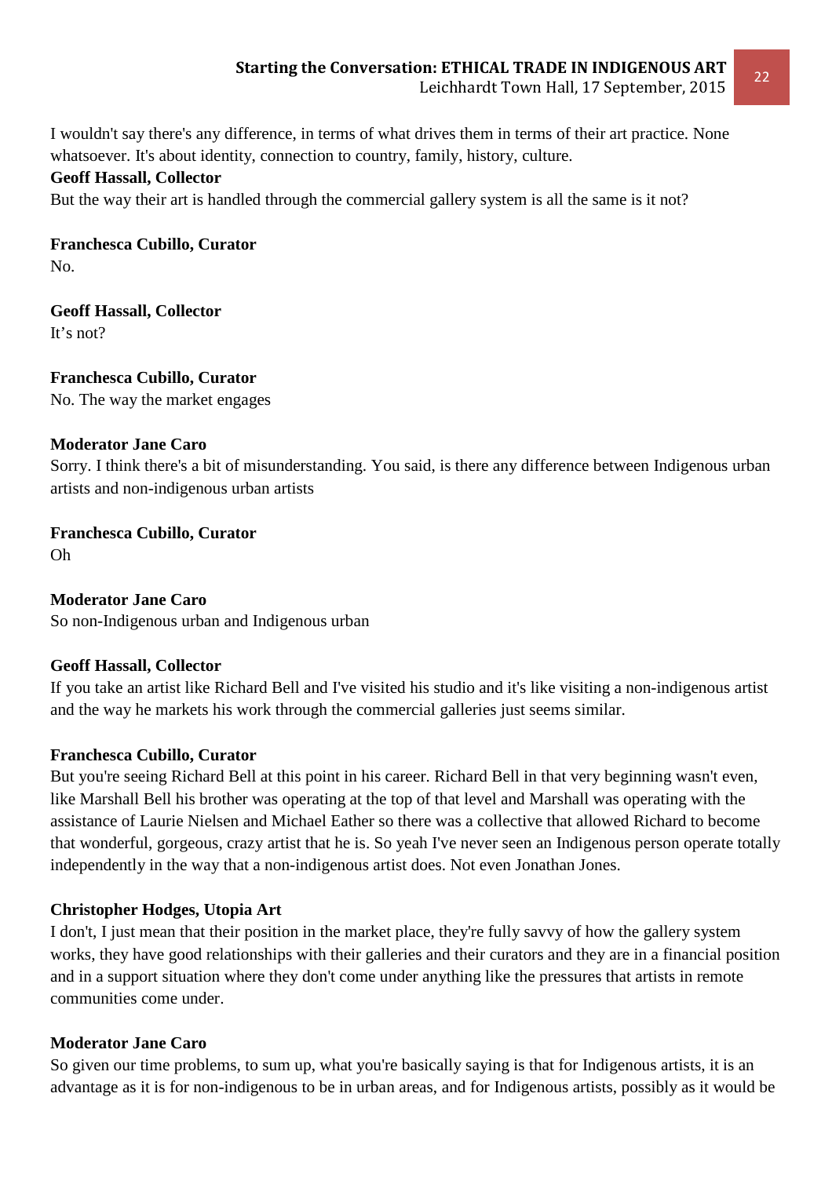I wouldn't say there's any difference, in terms of what drives them in terms of their art practice. None whatsoever. It's about identity, connection to country, family, history, culture.

**Geoff Hassall, Collector**

But the way their art is handled through the commercial gallery system is all the same is it not?

**Franchesca Cubillo, Curator**

No.

**Geoff Hassall, Collector**

It's not?

**Franchesca Cubillo, Curator**

No. The way the market engages

**Moderator Jane Caro**

Sorry. I think there's a bit of misunderstanding. You said, is there any difference between Indigenous urban artists and non-indigenous urban artists

**Franchesca Cubillo, Curator**

Oh

**Moderator Jane Caro**

So non-Indigenous urban and Indigenous urban

**Geoff Hassall, Collector**

If you take an artist like Richard Bell and I've visited his studio and it's like visiting a non-indigenous artist and the way he markets his work through the commercial galleries just seems similar.

**Franchesca Cubillo, Curator**

But you're seeing Richard Bell at this point in his career. Richard Bell in that very beginning wasn't even, like Marshall Bell his brother was operating at the top of that level and Marshall was operating with the assistance of Laurie Nielsen and Michael Eather so there was a collective that allowed Richard to become that wonderful, gorgeous, crazy artist that he is. So yeah I've never seen an Indigenous person operate totally independently in the way that a non-indigenous artist does. Not even Jonathan Jones.

**Christopher Hodges, Utopia Art**

I don't, I just mean that their position in the market place, they're fully savvy of how the gallery system works, they have good relationships with their galleries and their curators and they are in a financial position and in a support situation where they don't come under anything like the pressures that artists in remote communities come under.

**Moderator Jane Caro**

So given our time problems, to sum up, what you're basically saying is that for Indigenous artists, it is an advantage as it is for non-indigenous to be in urban areas, and for Indigenous artists, possibly as it would be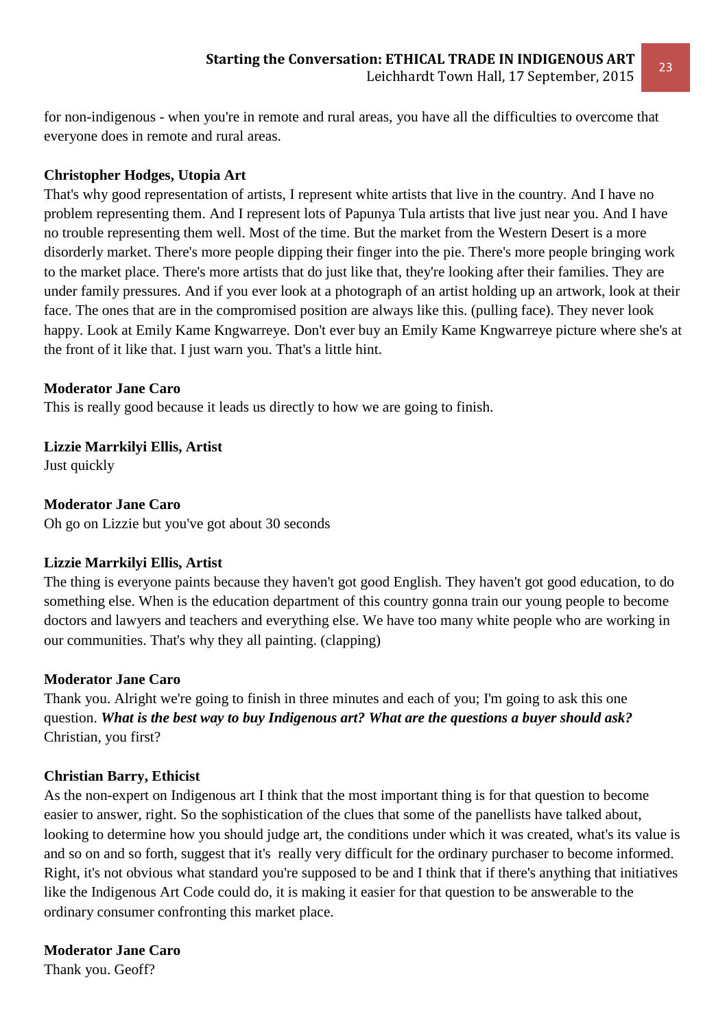for non-indigenous - when you're in remote and rural areas, you have all the difficulties to overcome that everyone does in remote and rural areas.

**Christopher Hodges, Utopia Art**

That's why good representation of artists, I represent white artists that live in the country. And I have no problem representing them. And I represent lots of Papunya Tula artists that live just near you. And I have no trouble representing them well. Most of the time. But the market from the Western Desert is a more disorderly market. There's more people dipping their finger into the pie. There's more people bringing work to the market place. There's more artists that do just like that, they're looking after their families. They are under family pressures. And if you ever look at a photograph of an artist holding up an artwork, look at their face. The ones that are in the compromised position are always like this. (pulling face). They never look happy. Look at Emily Kame Kngwarreye. Don't ever buy an Emily Kame Kngwarreye picture where she's at the front of it like that. I just warn you. That's a little hint.

**Moderator Jane Caro**

This is really good because it leads us directly to how we are going to finish.

**Lizzie Marrkilyi Ellis, Artist**

Just quickly

**Moderator Jane Caro**

Oh go on Lizzie but you've got about 30 seconds

**Lizzie Marrkilyi Ellis, Artist**

The thing is everyone paints because they haven't got good English. They haven't got good education, to do something else. When is the education department of this country gonna train our young people to become doctors and lawyers and teachers and everything else. We have too many white people who are working in our communities. That's why they all painting. (clapping)

**Moderator Jane Caro**

Thank you. Alright we're going to finish in three minutes and each of you; I'm going to ask this one question. ***What is the best way to buy Indigenous art? What are the questions a buyer should ask?*** Christian, you first?

**Christian Barry, Ethicist**

As the non-expert on Indigenous art I think that the most important thing is for that question to become easier to answer, right. So the sophistication of the clues that some of the panellists have talked about, looking to determine how you should judge art, the conditions under which it was created, what's its value is and so on and so forth, suggest that it's really very difficult for the ordinary purchaser to become informed. Right, it's not obvious what standard you're supposed to be and I think that if there's anything that initiatives like the Indigenous Art Code could do, it is making it easier for that question to be answerable to the ordinary consumer confronting this market place.

**Moderator Jane Caro**

Thank you. Geoff?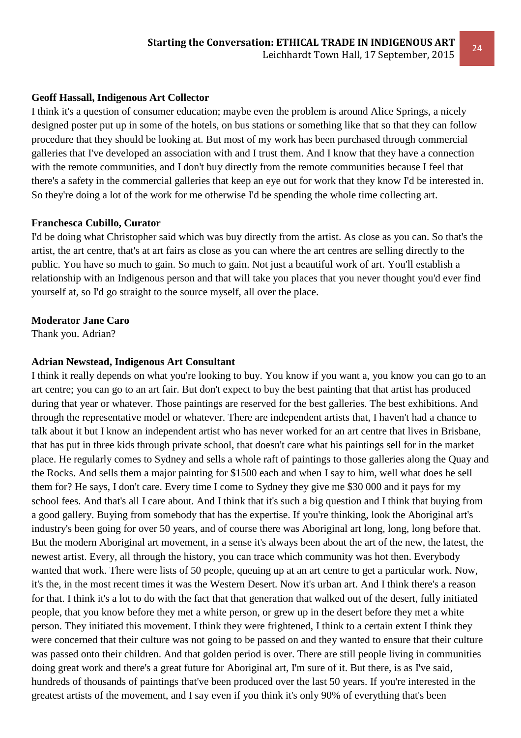**Geoff Hassall, Indigenous Art Collector**

I think it's a question of consumer education; maybe even the problem is around Alice Springs, a nicely designed poster put up in some of the hotels, on bus stations or something like that so that they can follow procedure that they should be looking at. But most of my work has been purchased through commercial galleries that I've developed an association with and I trust them. And I know that they have a connection with the remote communities, and I don't buy directly from the remote communities because I feel that there's a safety in the commercial galleries that keep an eye out for work that they know I'd be interested in. So they're doing a lot of the work for me otherwise I'd be spending the whole time collecting art.

**Franchesca Cubillo, Curator**

I'd be doing what Christopher said which was buy directly from the artist. As close as you can. So that's the artist, the art centre, that's at art fairs as close as you can where the art centres are selling directly to the public. You have so much to gain. So much to gain. Not just a beautiful work of art. You'll establish a relationship with an Indigenous person and that will take you places that you never thought you'd ever find yourself at, so I'd go straight to the source myself, all over the place.

**Moderator Jane Caro**

Thank you. Adrian?

**Adrian Newstead, Indigenous Art Consultant**

I think it really depends on what you're looking to buy. You know if you want a, you know you can go to an art centre; you can go to an art fair. But don't expect to buy the best painting that that artist has produced during that year or whatever. Those paintings are reserved for the best galleries. The best exhibitions. And through the representative model or whatever. There are independent artists that, I haven't had a chance to talk about it but I know an independent artist who has never worked for an art centre that lives in Brisbane, that has put in three kids through private school, that doesn't care what his paintings sell for in the market place. He regularly comes to Sydney and sells a whole raft of paintings to those galleries along the Quay and the Rocks. And sells them a major painting for $1500 each and when I say to him, well what does he sell them for? He says, I don't care. Every time I come to Sydney they give me $30 000 and it pays for my school fees. And that's all I care about. And I think that it's such a big question and I think that buying from a good gallery. Buying from somebody that has the expertise. If you're thinking, look the Aboriginal art's industry's been going for over 50 years, and of course there was Aboriginal art long, long, long before that. But the modern Aboriginal art movement, in a sense it's always been about the art of the new, the latest, the newest artist. Every, all through the history, you can trace which community was hot then. Everybody wanted that work. There were lists of 50 people, queuing up at an art centre to get a particular work. Now, it's the, in the most recent times it was the Western Desert. Now it's urban art. And I think there's a reason for that. I think it's a lot to do with the fact that that generation that walked out of the desert, fully initiated people, that you know before they met a white person, or grew up in the desert before they met a white person. They initiated this movement. I think they were frightened, I think to a certain extent I think they were concerned that their culture was not going to be passed on and they wanted to ensure that their culture was passed onto their children. And that golden period is over. There are still people living in communities doing great work and there's a great future for Aboriginal art, I'm sure of it. But there, is as I've said, hundreds of thousands of paintings that've been produced over the last 50 years. If you're interested in the greatest artists of the movement, and I say even if you think it's only 90% of everything that's been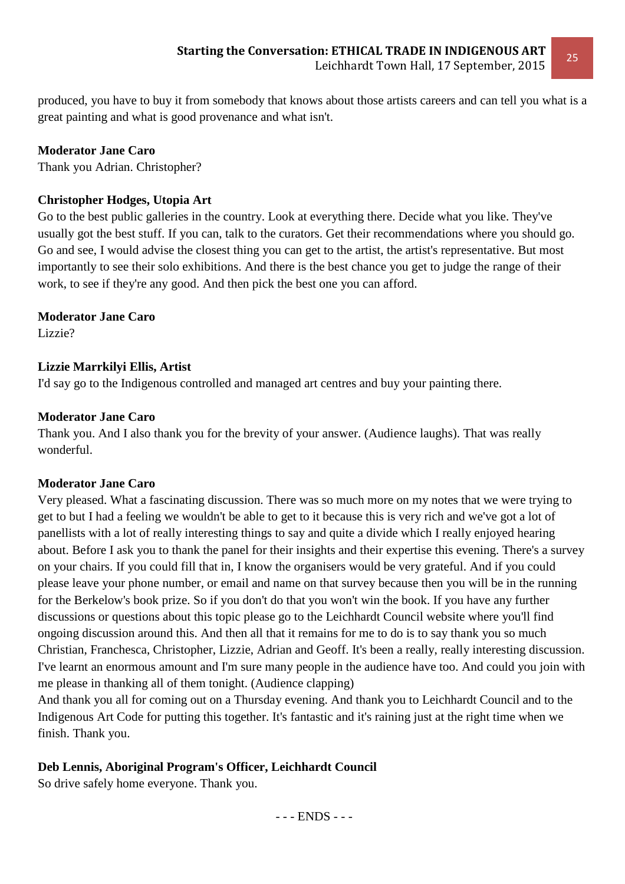produced, you have to buy it from somebody that knows about those artists careers and can tell you what is a great painting and what is good provenance and what isn't.

**Moderator Jane Caro**
Thank you Adrian. Christopher?

**Christopher Hodges, Utopia Art**
Go to the best public galleries in the country. Look at everything there. Decide what you like. They've usually got the best stuff. If you can, talk to the curators. Get their recommendations where you should go. Go and see, I would advise the closest thing you can get to the artist, the artist's representative. But most importantly to see their solo exhibitions. And there is the best chance you get to judge the range of their work, to see if they're any good. And then pick the best one you can afford.

**Moderator Jane Caro**
Lizzie?

**Lizzie Marrkilyi Ellis, Artist**
I'd say go to the Indigenous controlled and managed art centres and buy your painting there.

**Moderator Jane Caro**
Thank you. And I also thank you for the brevity of your answer. (Audience laughs). That was really wonderful.

**Moderator Jane Caro**
Very pleased. What a fascinating discussion. There was so much more on my notes that we were trying to get to but I had a feeling we wouldn't be able to get to it because this is very rich and we've got a lot of panellists with a lot of really interesting things to say and quite a divide which I really enjoyed hearing about. Before I ask you to thank the panel for their insights and their expertise this evening. There's a survey on your chairs. If you could fill that in, I know the organisers would be very grateful. And if you could please leave your phone number, or email and name on that survey because then you will be in the running for the Berkelow's book prize. So if you don't do that you won't win the book. If you have any further discussions or questions about this topic please go to the Leichhardt Council website where you'll find ongoing discussion around this. And then all that it remains for me to do is to say thank you so much Christian, Franchesca, Christopher, Lizzie, Adrian and Geoff. It's been a really, really interesting discussion. I've learnt an enormous amount and I'm sure many people in the audience have too. And could you join with me please in thanking all of them tonight. (Audience clapping)
And thank you all for coming out on a Thursday evening. And thank you to Leichhardt Council and to the Indigenous Art Code for putting this together. It's fantastic and it's raining just at the right time when we finish. Thank you.

**Deb Lennis, Aboriginal Program's Officer, Leichhardt Council**
So drive safely home everyone. Thank you.

- - - ENDS - - -